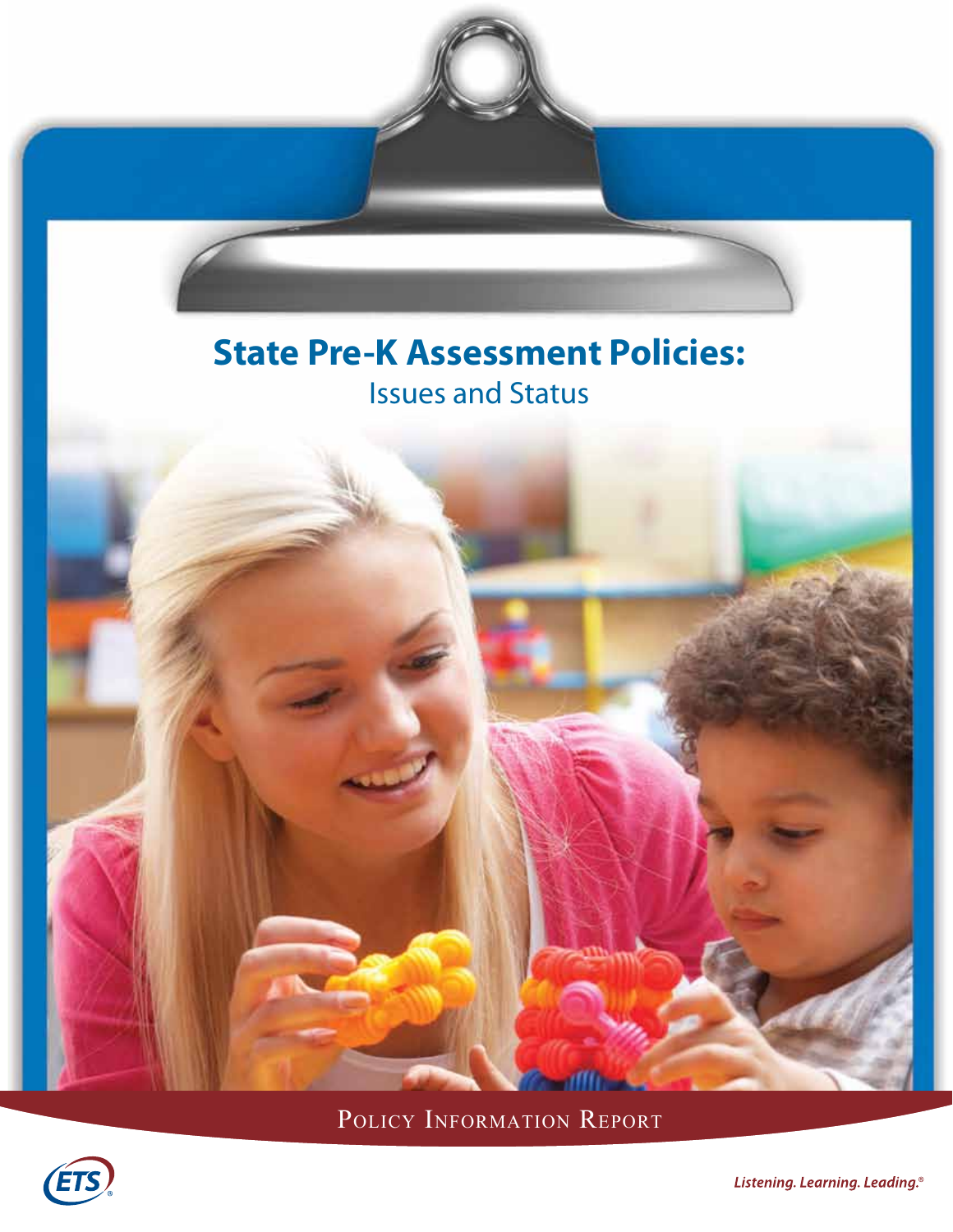# State Pre-K Assessment Policies:
## Issues and Status

Policy Information Report

ETS

*Listening. Learning. Leading.®*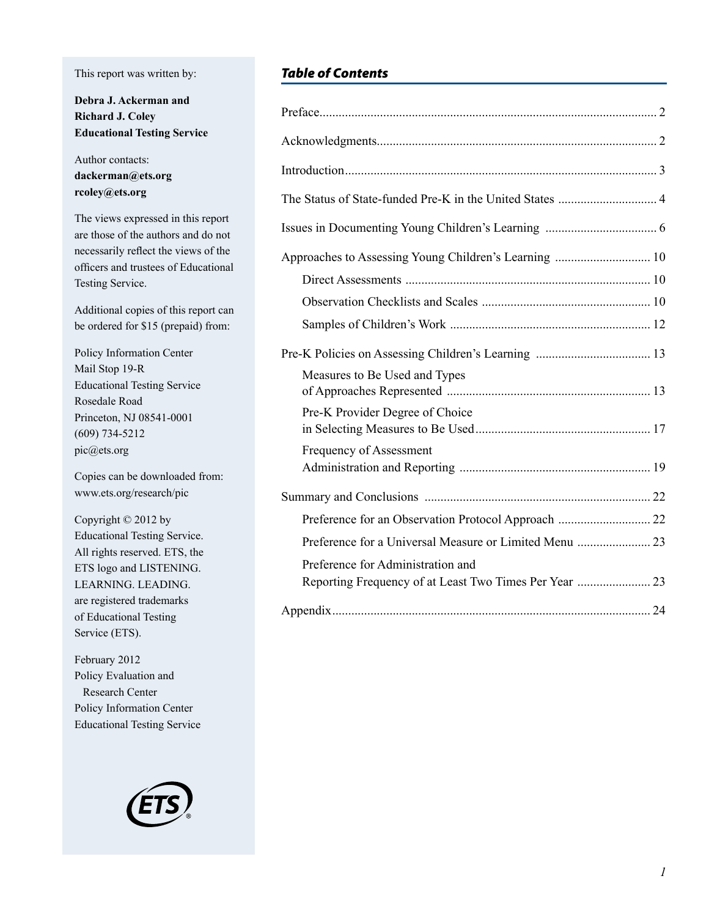This report was written by:

**Debra J. Ackerman and**
**Richard J. Coley**
**Educational Testing Service**

Author contacts:
**dackerman@ets.org**
**rcoley@ets.org**

The views expressed in this report are those of the authors and do not necessarily reflect the views of the officers and trustees of Educational Testing Service.

Additional copies of this report can be ordered for $15 (prepaid) from:

Policy Information Center
Mail Stop 19-R
Educational Testing Service
Rosedale Road
Princeton, NJ 08541-0001
(609) 734-5212
pic@ets.org

Copies can be downloaded from:
www.ets.org/research/pic

Copyright © 2012 by Educational Testing Service. All rights reserved. ETS, the ETS logo and LISTENING. LEARNING. LEADING. are registered trademarks of Educational Testing Service (ETS).

February 2012
Policy Evaluation and Research Center
Policy Information Center
Educational Testing Service

## *Table of Contents*

Preface ............ 2

Acknowledgments ............ 2

Introduction ............ 3

The Status of State-funded Pre-K in the United States ............ 4

Issues in Documenting Young Children's Learning ............ 6

Approaches to Assessing Young Children's Learning ............ 10

- Direct Assessments ............ 10
- Observation Checklists and Scales ............ 10
- Samples of Children's Work ............ 12

Pre-K Policies on Assessing Children's Learning ............ 13

- Measures to Be Used and Types of Approaches Represented ............ 13
- Pre-K Provider Degree of Choice in Selecting Measures to Be Used ............ 17
- Frequency of Assessment Administration and Reporting ............ 19

Summary and Conclusions ............ 22

- Preference for an Observation Protocol Approach ............ 22
- Preference for a Universal Measure or Limited Menu ............ 23
- Preference for Administration and Reporting Frequency of at Least Two Times Per Year ............ 23

Appendix ............ 24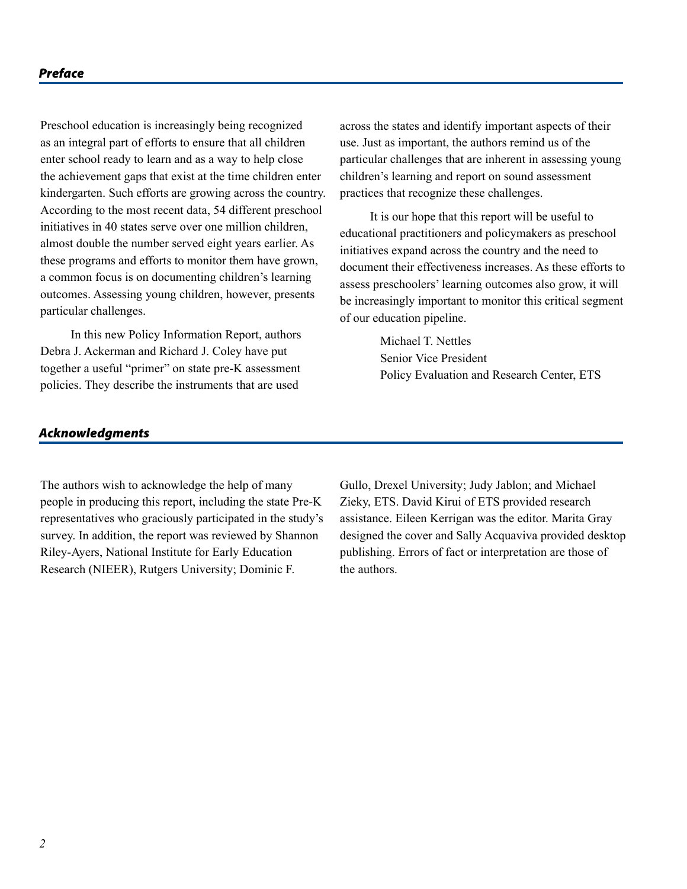## *Preface*

Preschool education is increasingly being recognized as an integral part of efforts to ensure that all children enter school ready to learn and as a way to help close the achievement gaps that exist at the time children enter kindergarten. Such efforts are growing across the country. According to the most recent data, 54 different preschool initiatives in 40 states serve over one million children, almost double the number served eight years earlier. As these programs and efforts to monitor them have grown, a common focus is on documenting children's learning outcomes. Assessing young children, however, presents particular challenges.

In this new Policy Information Report, authors Debra J. Ackerman and Richard J. Coley have put together a useful "primer" on state pre-K assessment policies. They describe the instruments that are used across the states and identify important aspects of their use. Just as important, the authors remind us of the particular challenges that are inherent in assessing young children's learning and report on sound assessment practices that recognize these challenges.

It is our hope that this report will be useful to educational practitioners and policymakers as preschool initiatives expand across the country and the need to document their effectiveness increases. As these efforts to assess preschoolers' learning outcomes also grow, it will be increasingly important to monitor this critical segment of our education pipeline.

Michael T. Nettles
Senior Vice President
Policy Evaluation and Research Center, ETS

## *Acknowledgments*

The authors wish to acknowledge the help of many people in producing this report, including the state Pre-K representatives who graciously participated in the study's survey. In addition, the report was reviewed by Shannon Riley-Ayers, National Institute for Early Education Research (NIEER), Rutgers University; Dominic F. Gullo, Drexel University; Judy Jablon; and Michael Zieky, ETS. David Kirui of ETS provided research assistance. Eileen Kerrigan was the editor. Marita Gray designed the cover and Sally Acquaviva provided desktop publishing. Errors of fact or interpretation are those of the authors.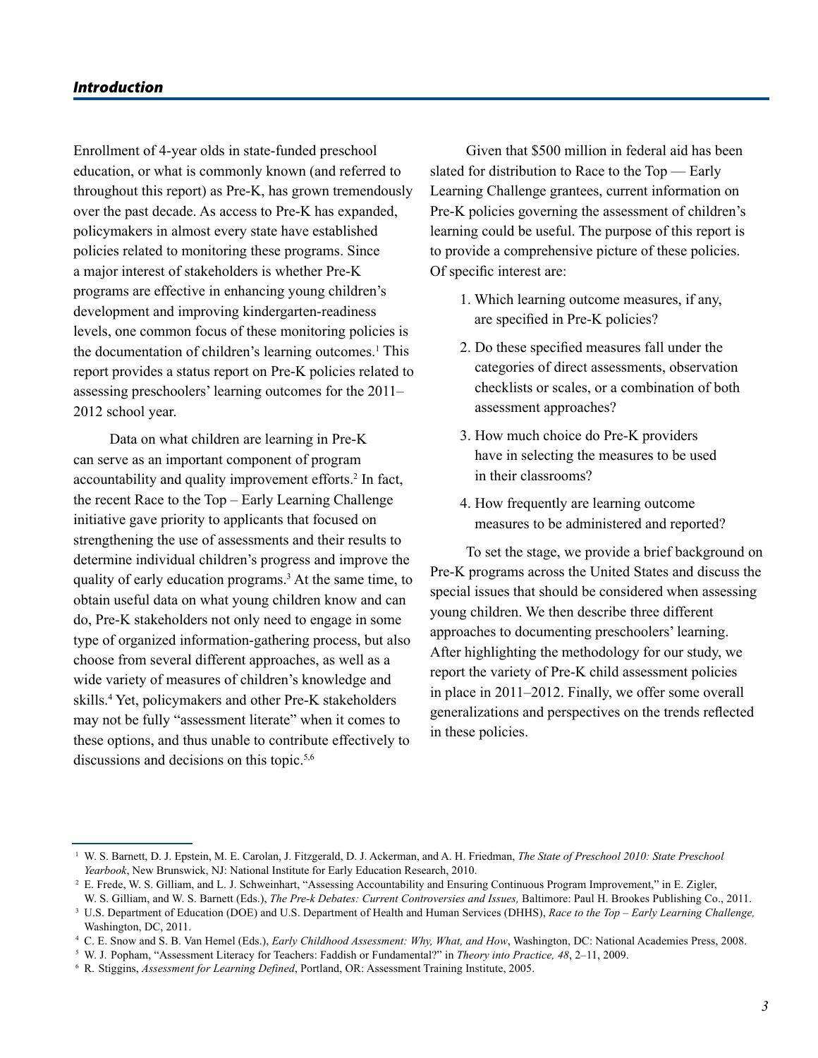## *Introduction*

Enrollment of 4-year olds in state-funded preschool education, or what is commonly known (and referred to throughout this report) as Pre-K, has grown tremendously over the past decade. As access to Pre-K has expanded, policymakers in almost every state have established policies related to monitoring these programs. Since a major interest of stakeholders is whether Pre-K programs are effective in enhancing young children's development and improving kindergarten-readiness levels, one common focus of these monitoring policies is the documentation of children's learning outcomes.[1] This report provides a status report on Pre-K policies related to assessing preschoolers' learning outcomes for the 2011–2012 school year.

Data on what children are learning in Pre-K can serve as an important component of program accountability and quality improvement efforts.[2] In fact, the recent Race to the Top – Early Learning Challenge initiative gave priority to applicants that focused on strengthening the use of assessments and their results to determine individual children's progress and improve the quality of early education programs.[3] At the same time, to obtain useful data on what young children know and can do, Pre-K stakeholders not only need to engage in some type of organized information-gathering process, but also choose from several different approaches, as well as a wide variety of measures of children's knowledge and skills.[4] Yet, policymakers and other Pre-K stakeholders may not be fully "assessment literate" when it comes to these options, and thus unable to contribute effectively to discussions and decisions on this topic.[5,6]

Given that $500 million in federal aid has been slated for distribution to Race to the Top — Early Learning Challenge grantees, current information on Pre-K policies governing the assessment of children's learning could be useful. The purpose of this report is to provide a comprehensive picture of these policies. Of specific interest are:

1. Which learning outcome measures, if any, are specified in Pre-K policies?
2. Do these specified measures fall under the categories of direct assessments, observation checklists or scales, or a combination of both assessment approaches?
3. How much choice do Pre-K providers have in selecting the measures to be used in their classrooms?
4. How frequently are learning outcome measures to be administered and reported?

To set the stage, we provide a brief background on Pre-K programs across the United States and discuss the special issues that should be considered when assessing young children. We then describe three different approaches to documenting preschoolers' learning. After highlighting the methodology for our study, we report the variety of Pre-K child assessment policies in place in 2011–2012. Finally, we offer some overall generalizations and perspectives on the trends reflected in these policies.

---

[1] W. S. Barnett, D. J. Epstein, M. E. Carolan, J. Fitzgerald, D. J. Ackerman, and A. H. Friedman, *The State of Preschool 2010: State Preschool Yearbook*, New Brunswick, NJ: National Institute for Early Education Research, 2010.

[2] E. Frede, W. S. Gilliam, and L. J. Schweinhart, "Assessing Accountability and Ensuring Continuous Program Improvement," in E. Zigler, W. S. Gilliam, and W. S. Barnett (Eds.), *The Pre-k Debates: Current Controversies and Issues,* Baltimore: Paul H. Brookes Publishing Co., 2011.

[3] U.S. Department of Education (DOE) and U.S. Department of Health and Human Services (DHHS), *Race to the Top – Early Learning Challenge,* Washington, DC, 2011.

[4] C. E. Snow and S. B. Van Hemel (Eds.), *Early Childhood Assessment: Why, What, and How*, Washington, DC: National Academies Press, 2008.

[5] W. J. Popham, "Assessment Literacy for Teachers: Faddish or Fundamental?" in *Theory into Practice, 48*, 2–11, 2009.

[6] R. Stiggins, *Assessment for Learning Defined*, Portland, OR: Assessment Training Institute, 2005.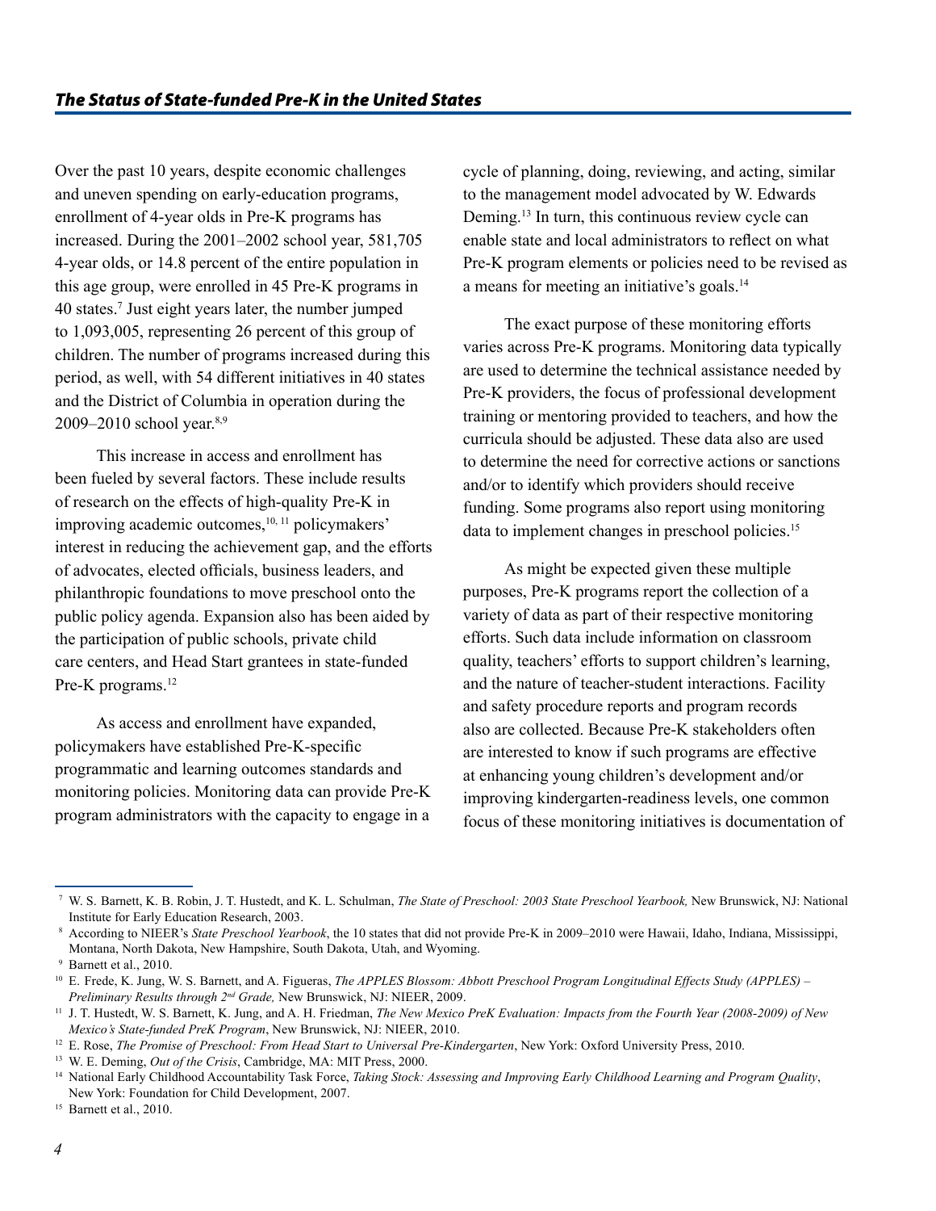Over the past 10 years, despite economic challenges and uneven spending on early-education programs, enrollment of 4-year olds in Pre-K programs has increased. During the 2001–2002 school year, 581,705 4-year olds, or 14.8 percent of the entire population in this age group, were enrolled in 45 Pre-K programs in 40 states.[7] Just eight years later, the number jumped to 1,093,005, representing 26 percent of this group of children. The number of programs increased during this period, as well, with 54 different initiatives in 40 states and the District of Columbia in operation during the 2009–2010 school year.[8,9]

This increase in access and enrollment has been fueled by several factors. These include results of research on the effects of high-quality Pre-K in improving academic outcomes,[10, 11] policymakers' interest in reducing the achievement gap, and the efforts of advocates, elected officials, business leaders, and philanthropic foundations to move preschool onto the public policy agenda. Expansion also has been aided by the participation of public schools, private child care centers, and Head Start grantees in state-funded Pre-K programs.[12]

As access and enrollment have expanded, policymakers have established Pre-K-specific programmatic and learning outcomes standards and monitoring policies. Monitoring data can provide Pre-K program administrators with the capacity to engage in a cycle of planning, doing, reviewing, and acting, similar to the management model advocated by W. Edwards Deming.[13] In turn, this continuous review cycle can enable state and local administrators to reflect on what Pre-K program elements or policies need to be revised as a means for meeting an initiative's goals.[14]

The exact purpose of these monitoring efforts varies across Pre-K programs. Monitoring data typically are used to determine the technical assistance needed by Pre-K providers, the focus of professional development training or mentoring provided to teachers, and how the curricula should be adjusted. These data also are used to determine the need for corrective actions or sanctions and/or to identify which providers should receive funding. Some programs also report using monitoring data to implement changes in preschool policies.[15]

As might be expected given these multiple purposes, Pre-K programs report the collection of a variety of data as part of their respective monitoring efforts. Such data include information on classroom quality, teachers' efforts to support children's learning, and the nature of teacher-student interactions. Facility and safety procedure reports and program records also are collected. Because Pre-K stakeholders often are interested to know if such programs are effective at enhancing young children's development and/or improving kindergarten-readiness levels, one common focus of these monitoring initiatives is documentation of

---

[7] W. S. Barnett, K. B. Robin, J. T. Hustedt, and K. L. Schulman, *The State of Preschool: 2003 State Preschool Yearbook,* New Brunswick, NJ: National Institute for Early Education Research, 2003.

[8] According to NIEER's *State Preschool Yearbook*, the 10 states that did not provide Pre-K in 2009–2010 were Hawaii, Idaho, Indiana, Mississippi, Montana, North Dakota, New Hampshire, South Dakota, Utah, and Wyoming.

[9] Barnett et al., 2010.

[10] E. Frede, K. Jung, W. S. Barnett, and A. Figueras, *The APPLES Blossom: Abbott Preschool Program Longitudinal Effects Study (APPLES) – Preliminary Results through 2nd Grade,* New Brunswick, NJ: NIEER, 2009.

[11] J. T. Hustedt, W. S. Barnett, K. Jung, and A. H. Friedman, *The New Mexico PreK Evaluation: Impacts from the Fourth Year (2008-2009) of New Mexico's State-funded PreK Program*, New Brunswick, NJ: NIEER, 2010.

[12] E. Rose, *The Promise of Preschool: From Head Start to Universal Pre-Kindergarten*, New York: Oxford University Press, 2010.

[13] W. E. Deming, *Out of the Crisis*, Cambridge, MA: MIT Press, 2000.

[14] National Early Childhood Accountability Task Force, *Taking Stock: Assessing and Improving Early Childhood Learning and Program Quality*, New York: Foundation for Child Development, 2007.

[15] Barnett et al., 2010.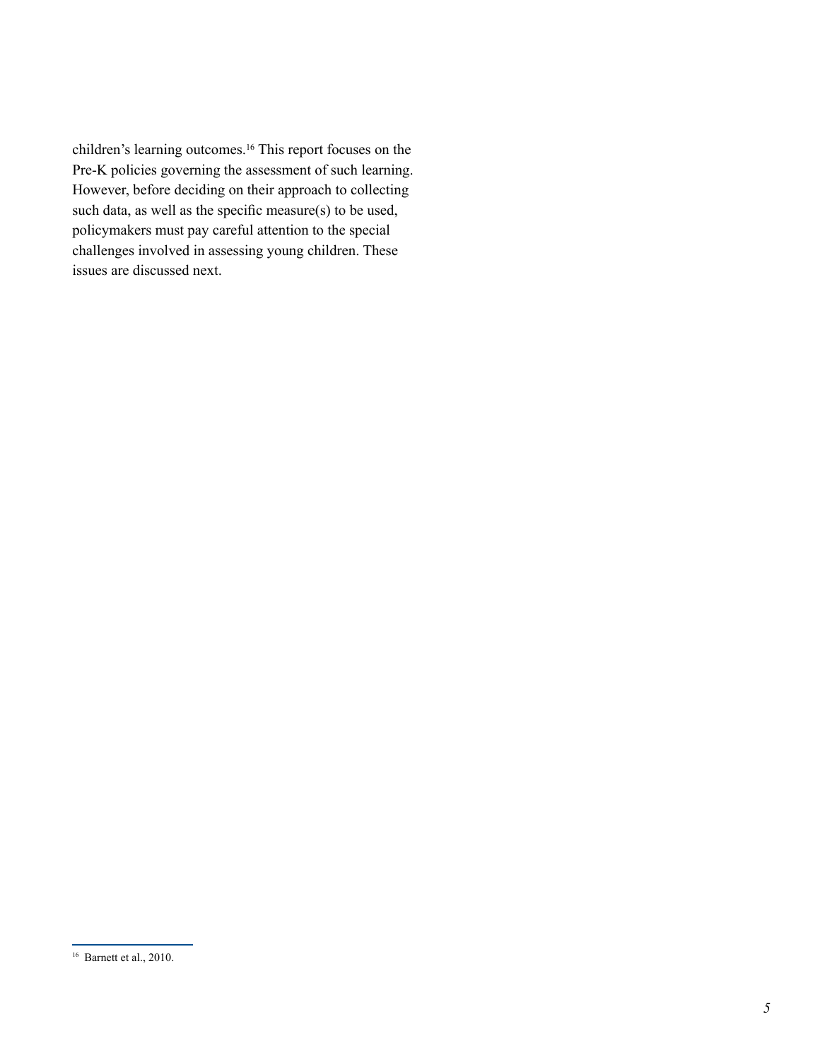children's learning outcomes.[16] This report focuses on the Pre-K policies governing the assessment of such learning. However, before deciding on their approach to collecting such data, as well as the specific measure(s) to be used, policymakers must pay careful attention to the special challenges involved in assessing young children. These issues are discussed next.

[16] Barnett et al., 2010.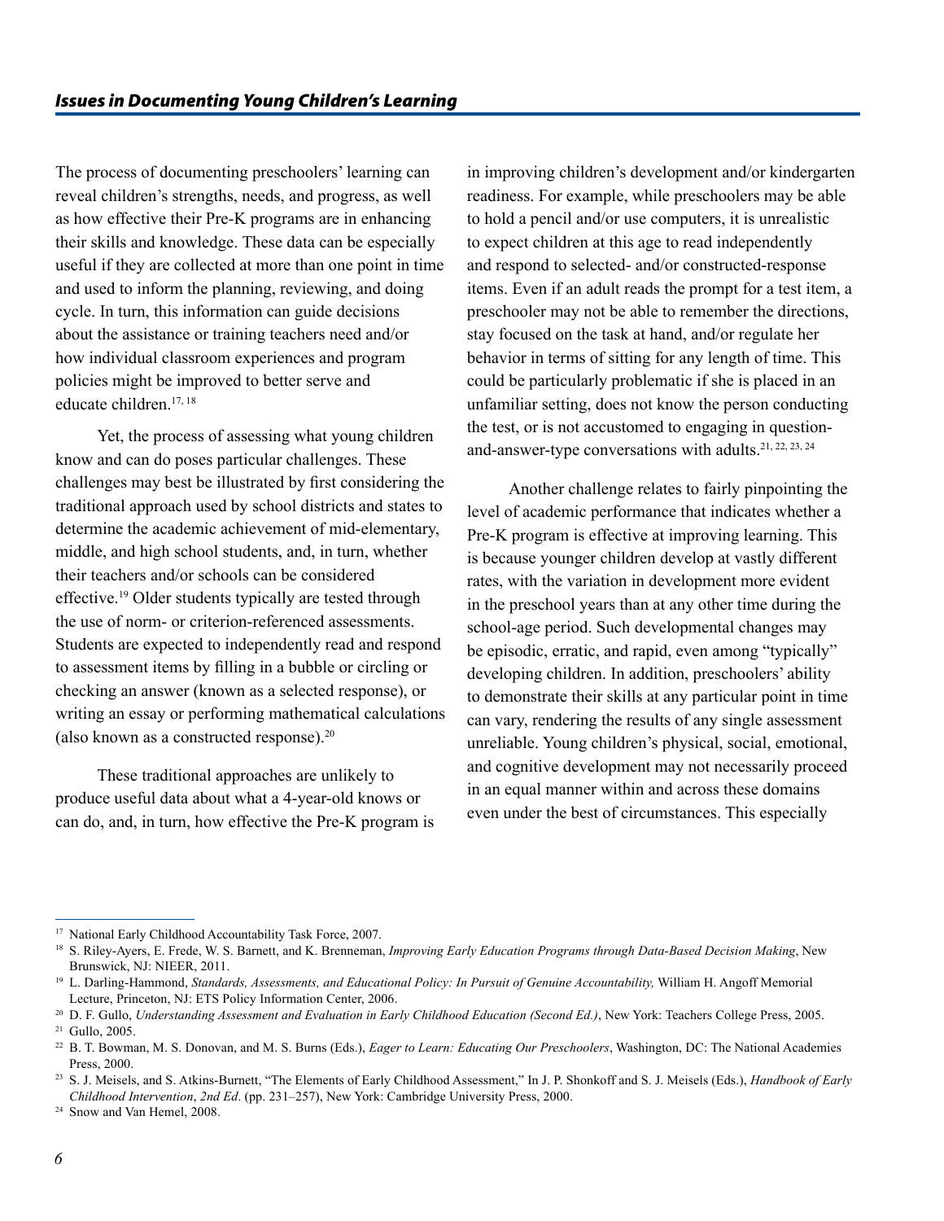## *Issues in Documenting Young Children's Learning*

The process of documenting preschoolers' learning can reveal children's strengths, needs, and progress, as well as how effective their Pre-K programs are in enhancing their skills and knowledge. These data can be especially useful if they are collected at more than one point in time and used to inform the planning, reviewing, and doing cycle. In turn, this information can guide decisions about the assistance or training teachers need and/or how individual classroom experiences and program policies might be improved to better serve and educate children.[17, 18]

Yet, the process of assessing what young children know and can do poses particular challenges. These challenges may best be illustrated by first considering the traditional approach used by school districts and states to determine the academic achievement of mid-elementary, middle, and high school students, and, in turn, whether their teachers and/or schools can be considered effective.[19] Older students typically are tested through the use of norm- or criterion-referenced assessments. Students are expected to independently read and respond to assessment items by filling in a bubble or circling or checking an answer (known as a selected response), or writing an essay or performing mathematical calculations (also known as a constructed response).[20]

These traditional approaches are unlikely to produce useful data about what a 4-year-old knows or can do, and, in turn, how effective the Pre-K program is in improving children's development and/or kindergarten readiness. For example, while preschoolers may be able to hold a pencil and/or use computers, it is unrealistic to expect children at this age to read independently and respond to selected- and/or constructed-response items. Even if an adult reads the prompt for a test item, a preschooler may not be able to remember the directions, stay focused on the task at hand, and/or regulate her behavior in terms of sitting for any length of time. This could be particularly problematic if she is placed in an unfamiliar setting, does not know the person conducting the test, or is not accustomed to engaging in question-and-answer-type conversations with adults.[21, 22, 23, 24]

Another challenge relates to fairly pinpointing the level of academic performance that indicates whether a Pre-K program is effective at improving learning. This is because younger children develop at vastly different rates, with the variation in development more evident in the preschool years than at any other time during the school-age period. Such developmental changes may be episodic, erratic, and rapid, even among "typically" developing children. In addition, preschoolers' ability to demonstrate their skills at any particular point in time can vary, rendering the results of any single assessment unreliable. Young children's physical, social, emotional, and cognitive development may not necessarily proceed in an equal manner within and across these domains even under the best of circumstances. This especially

---

[17] National Early Childhood Accountability Task Force, 2007.

[18] S. Riley-Ayers, E. Frede, W. S. Barnett, and K. Brenneman, *Improving Early Education Programs through Data-Based Decision Making*, New Brunswick, NJ: NIEER, 2011.

[19] L. Darling-Hammond, *Standards, Assessments, and Educational Policy: In Pursuit of Genuine Accountability,* William H. Angoff Memorial Lecture, Princeton, NJ: ETS Policy Information Center, 2006.

[20] D. F. Gullo, *Understanding Assessment and Evaluation in Early Childhood Education (Second Ed.)*, New York: Teachers College Press, 2005.

[21] Gullo, 2005.

[22] B. T. Bowman, M. S. Donovan, and M. S. Burns (Eds.), *Eager to Learn: Educating Our Preschoolers*, Washington, DC: The National Academies Press, 2000.

[23] S. J. Meisels, and S. Atkins-Burnett, "The Elements of Early Childhood Assessment," In J. P. Shonkoff and S. J. Meisels (Eds.), *Handbook of Early Childhood Intervention*, *2nd Ed*. (pp. 231–257), New York: Cambridge University Press, 2000.

[24] Snow and Van Hemel, 2008.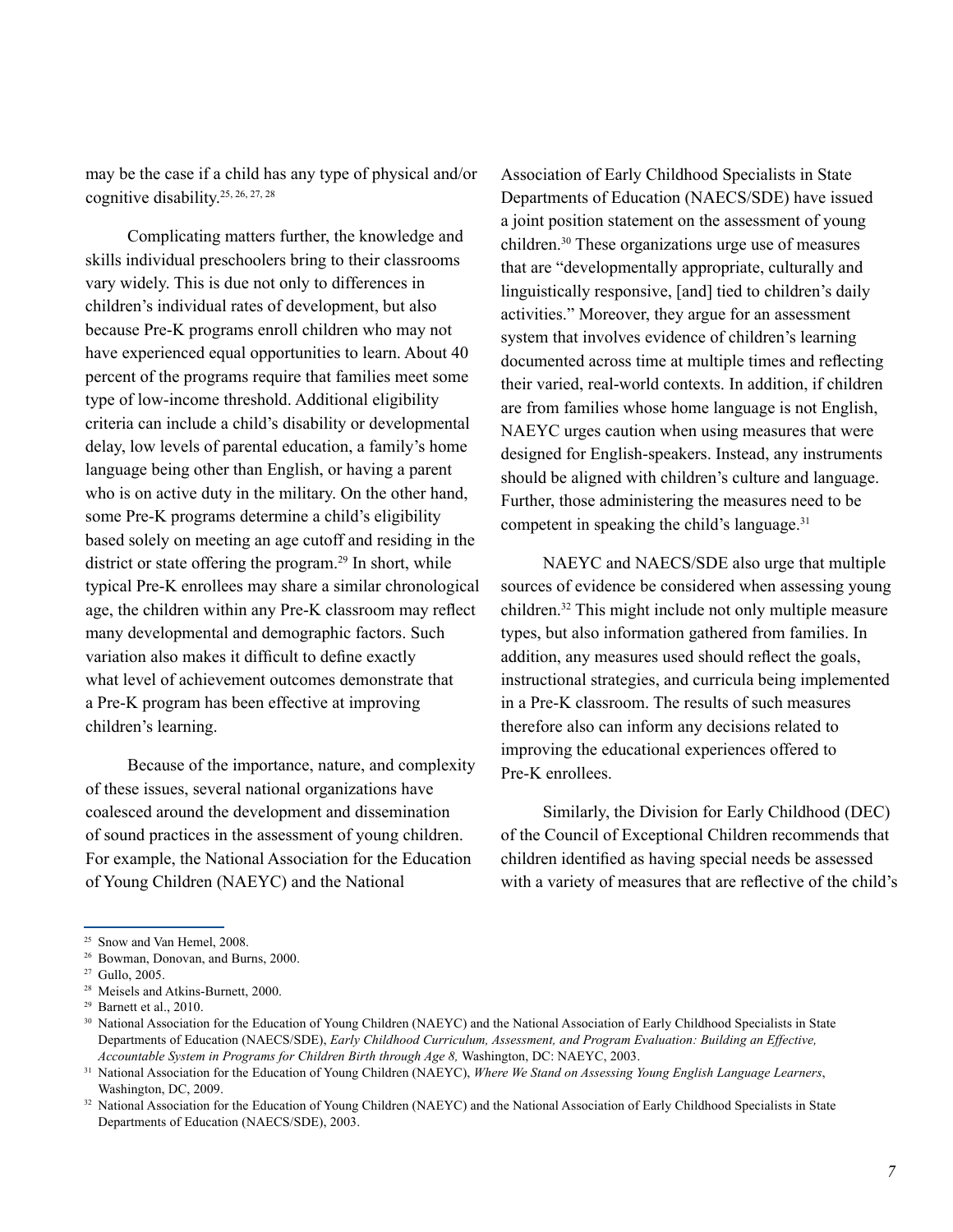may be the case if a child has any type of physical and/or cognitive disability.[25, 26, 27, 28]

Complicating matters further, the knowledge and skills individual preschoolers bring to their classrooms vary widely. This is due not only to differences in children's individual rates of development, but also because Pre-K programs enroll children who may not have experienced equal opportunities to learn. About 40 percent of the programs require that families meet some type of low-income threshold. Additional eligibility criteria can include a child's disability or developmental delay, low levels of parental education, a family's home language being other than English, or having a parent who is on active duty in the military. On the other hand, some Pre-K programs determine a child's eligibility based solely on meeting an age cutoff and residing in the district or state offering the program.[29] In short, while typical Pre-K enrollees may share a similar chronological age, the children within any Pre-K classroom may reflect many developmental and demographic factors. Such variation also makes it difficult to define exactly what level of achievement outcomes demonstrate that a Pre-K program has been effective at improving children's learning.

Because of the importance, nature, and complexity of these issues, several national organizations have coalesced around the development and dissemination of sound practices in the assessment of young children. For example, the National Association for the Education of Young Children (NAEYC) and the National Association of Early Childhood Specialists in State Departments of Education (NAECS/SDE) have issued a joint position statement on the assessment of young children.[30] These organizations urge use of measures that are "developmentally appropriate, culturally and linguistically responsive, [and] tied to children's daily activities." Moreover, they argue for an assessment system that involves evidence of children's learning documented across time at multiple times and reflecting their varied, real-world contexts. In addition, if children are from families whose home language is not English, NAEYC urges caution when using measures that were designed for English-speakers. Instead, any instruments should be aligned with children's culture and language. Further, those administering the measures need to be competent in speaking the child's language.[31]

NAEYC and NAECS/SDE also urge that multiple sources of evidence be considered when assessing young children.[32] This might include not only multiple measure types, but also information gathered from families. In addition, any measures used should reflect the goals, instructional strategies, and curricula being implemented in a Pre-K classroom. The results of such measures therefore also can inform any decisions related to improving the educational experiences offered to Pre-K enrollees.

Similarly, the Division for Early Childhood (DEC) of the Council of Exceptional Children recommends that children identified as having special needs be assessed with a variety of measures that are reflective of the child's

---

[25] Snow and Van Hemel, 2008.

[26] Bowman, Donovan, and Burns, 2000.

[27] Gullo, 2005.

[28] Meisels and Atkins-Burnett, 2000.

[29] Barnett et al., 2010.

[30] National Association for the Education of Young Children (NAEYC) and the National Association of Early Childhood Specialists in State Departments of Education (NAECS/SDE), *Early Childhood Curriculum, Assessment, and Program Evaluation: Building an Effective, Accountable System in Programs for Children Birth through Age 8,* Washington, DC: NAEYC, 2003.

[31] National Association for the Education of Young Children (NAEYC), *Where We Stand on Assessing Young English Language Learners*, Washington, DC, 2009.

[32] National Association for the Education of Young Children (NAEYC) and the National Association of Early Childhood Specialists in State Departments of Education (NAECS/SDE), 2003.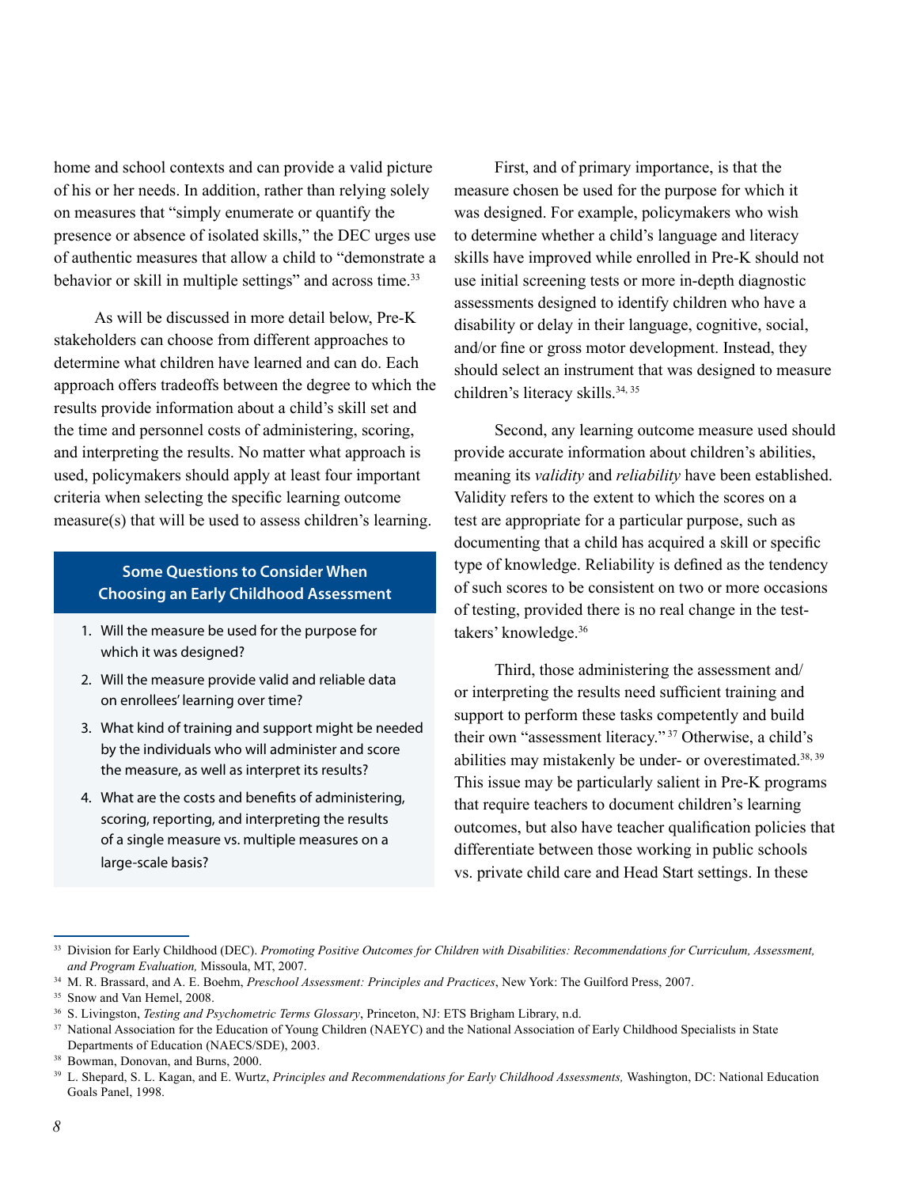home and school contexts and can provide a valid picture of his or her needs. In addition, rather than relying solely on measures that "simply enumerate or quantify the presence or absence of isolated skills," the DEC urges use of authentic measures that allow a child to "demonstrate a behavior or skill in multiple settings" and across time.[33]

As will be discussed in more detail below, Pre-K stakeholders can choose from different approaches to determine what children have learned and can do. Each approach offers tradeoffs between the degree to which the results provide information about a child's skill set and the time and personnel costs of administering, scoring, and interpreting the results. No matter what approach is used, policymakers should apply at least four important criteria when selecting the specific learning outcome measure(s) that will be used to assess children's learning.

> **Some Questions to Consider When Choosing an Early Childhood Assessment**
>
> 1. Will the measure be used for the purpose for which it was designed?
> 2. Will the measure provide valid and reliable data on enrollees' learning over time?
> 3. What kind of training and support might be needed by the individuals who will administer and score the measure, as well as interpret its results?
> 4. What are the costs and benefits of administering, scoring, reporting, and interpreting the results of a single measure vs. multiple measures on a large-scale basis?

First, and of primary importance, is that the measure chosen be used for the purpose for which it was designed. For example, policymakers who wish to determine whether a child's language and literacy skills have improved while enrolled in Pre-K should not use initial screening tests or more in-depth diagnostic assessments designed to identify children who have a disability or delay in their language, cognitive, social, and/or fine or gross motor development. Instead, they should select an instrument that was designed to measure children's literacy skills.[34, 35]

Second, any learning outcome measure used should provide accurate information about children's abilities, meaning its *validity* and *reliability* have been established. Validity refers to the extent to which the scores on a test are appropriate for a particular purpose, such as documenting that a child has acquired a skill or specific type of knowledge. Reliability is defined as the tendency of such scores to be consistent on two or more occasions of testing, provided there is no real change in the test-takers' knowledge.[36]

Third, those administering the assessment and/or interpreting the results need sufficient training and support to perform these tasks competently and build their own "assessment literacy."[37] Otherwise, a child's abilities may mistakenly be under- or overestimated.[38, 39] This issue may be particularly salient in Pre-K programs that require teachers to document children's learning outcomes, but also have teacher qualification policies that differentiate between those working in public schools vs. private child care and Head Start settings. In these

---

[33] Division for Early Childhood (DEC). *Promoting Positive Outcomes for Children with Disabilities: Recommendations for Curriculum, Assessment, and Program Evaluation,* Missoula, MT, 2007.

[34] M. R. Brassard, and A. E. Boehm, *Preschool Assessment: Principles and Practices*, New York: The Guilford Press, 2007.

[35] Snow and Van Hemel, 2008.

[36] S. Livingston, *Testing and Psychometric Terms Glossary*, Princeton, NJ: ETS Brigham Library, n.d.

[37] National Association for the Education of Young Children (NAEYC) and the National Association of Early Childhood Specialists in State Departments of Education (NAECS/SDE), 2003.

[38] Bowman, Donovan, and Burns, 2000.

[39] L. Shepard, S. L. Kagan, and E. Wurtz, *Principles and Recommendations for Early Childhood Assessments,* Washington, DC: National Education Goals Panel, 1998.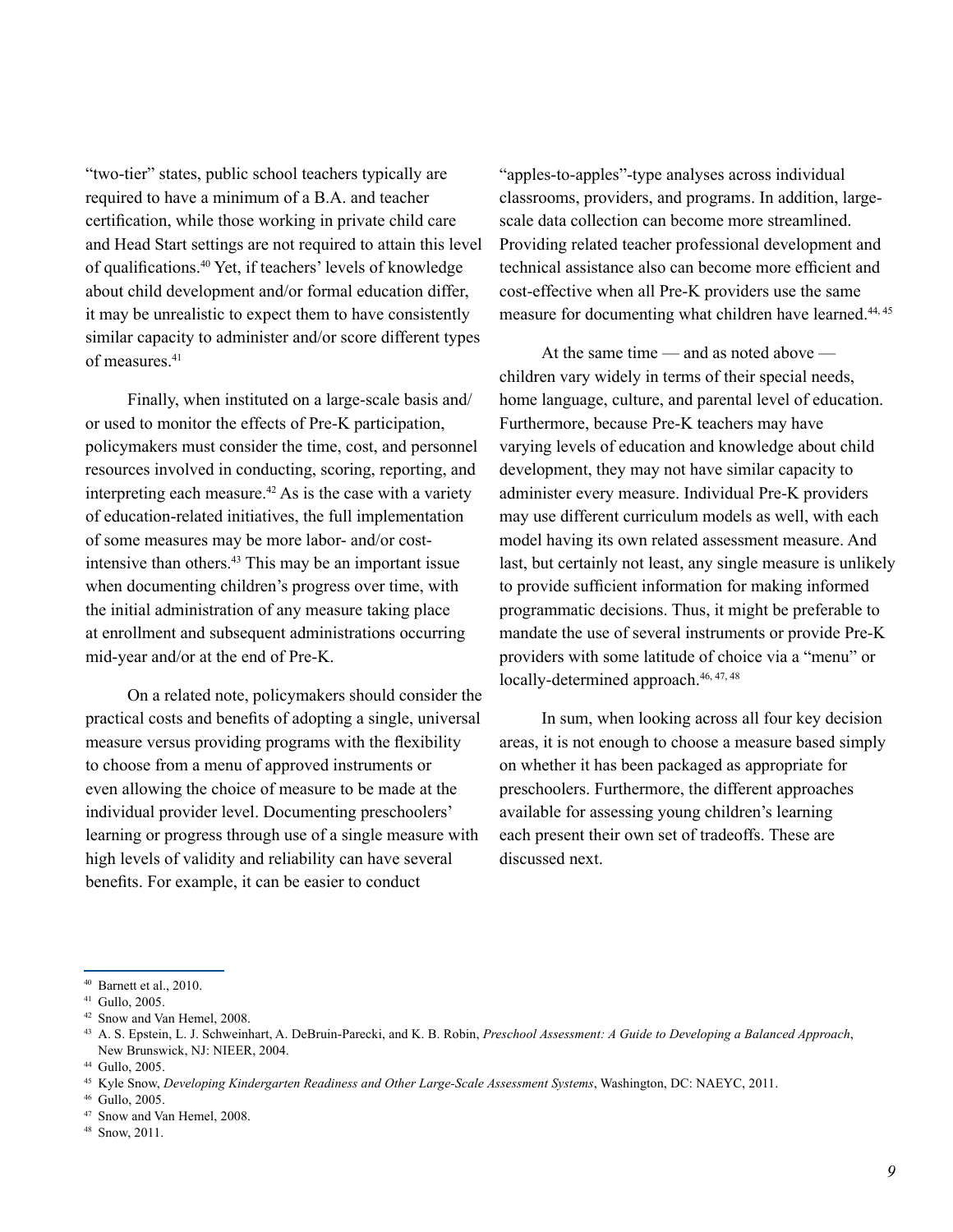"two-tier" states, public school teachers typically are required to have a minimum of a B.A. and teacher certification, while those working in private child care and Head Start settings are not required to attain this level of qualifications.[40] Yet, if teachers' levels of knowledge about child development and/or formal education differ, it may be unrealistic to expect them to have consistently similar capacity to administer and/or score different types of measures.[41]

Finally, when instituted on a large-scale basis and/or used to monitor the effects of Pre-K participation, policymakers must consider the time, cost, and personnel resources involved in conducting, scoring, reporting, and interpreting each measure.[42] As is the case with a variety of education-related initiatives, the full implementation of some measures may be more labor- and/or cost-intensive than others.[43] This may be an important issue when documenting children's progress over time, with the initial administration of any measure taking place at enrollment and subsequent administrations occurring mid-year and/or at the end of Pre-K.

On a related note, policymakers should consider the practical costs and benefits of adopting a single, universal measure versus providing programs with the flexibility to choose from a menu of approved instruments or even allowing the choice of measure to be made at the individual provider level. Documenting preschoolers' learning or progress through use of a single measure with high levels of validity and reliability can have several benefits. For example, it can be easier to conduct "apples-to-apples"-type analyses across individual classrooms, providers, and programs. In addition, large-scale data collection can become more streamlined. Providing related teacher professional development and technical assistance also can become more efficient and cost-effective when all Pre-K providers use the same measure for documenting what children have learned.[44, 45]

At the same time — and as noted above — children vary widely in terms of their special needs, home language, culture, and parental level of education. Furthermore, because Pre-K teachers may have varying levels of education and knowledge about child development, they may not have similar capacity to administer every measure. Individual Pre-K providers may use different curriculum models as well, with each model having its own related assessment measure. And last, but certainly not least, any single measure is unlikely to provide sufficient information for making informed programmatic decisions. Thus, it might be preferable to mandate the use of several instruments or provide Pre-K providers with some latitude of choice via a "menu" or locally-determined approach.[46, 47, 48]

In sum, when looking across all four key decision areas, it is not enough to choose a measure based simply on whether it has been packaged as appropriate for preschoolers. Furthermore, the different approaches available for assessing young children's learning each present their own set of tradeoffs. These are discussed next.

---

[40] Barnett et al., 2010.

[41] Gullo, 2005.

[42] Snow and Van Hemel, 2008.

[43] A. S. Epstein, L. J. Schweinhart, A. DeBruin-Parecki, and K. B. Robin, *Preschool Assessment: A Guide to Developing a Balanced Approach*, New Brunswick, NJ: NIEER, 2004.

[44] Gullo, 2005.

[45] Kyle Snow, *Developing Kindergarten Readiness and Other Large-Scale Assessment Systems*, Washington, DC: NAEYC, 2011.

[46] Gullo, 2005.

[47] Snow and Van Hemel, 2008.

[48] Snow, 2011.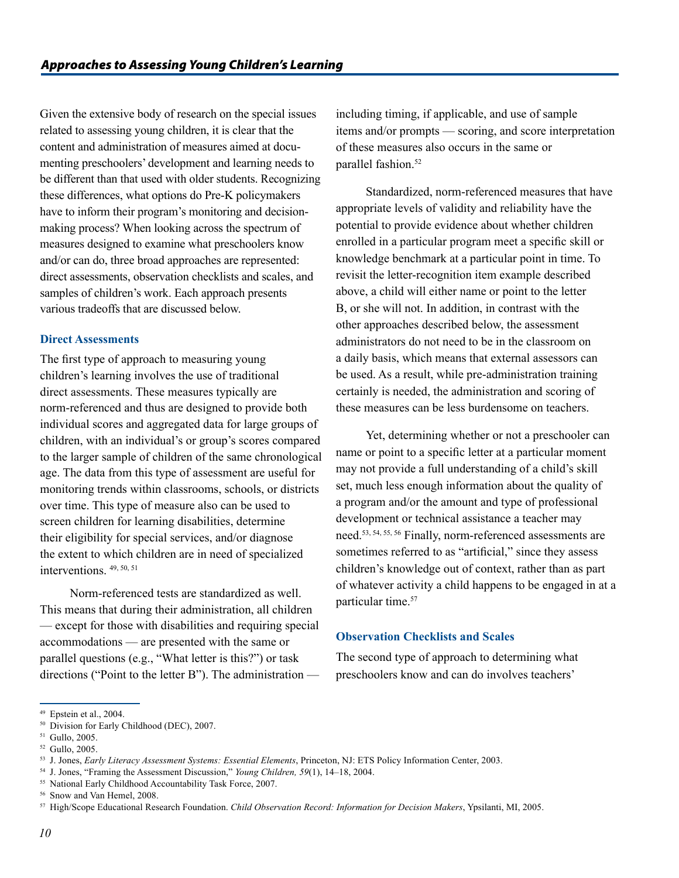Given the extensive body of research on the special issues related to assessing young children, it is clear that the content and administration of measures aimed at documenting preschoolers' development and learning needs to be different than that used with older students. Recognizing these differences, what options do Pre-K policymakers have to inform their program's monitoring and decision-making process? When looking across the spectrum of measures designed to examine what preschoolers know and/or can do, three broad approaches are represented: direct assessments, observation checklists and scales, and samples of children's work. Each approach presents various tradeoffs that are discussed below.

### Direct Assessments

The first type of approach to measuring young children's learning involves the use of traditional direct assessments. These measures typically are norm-referenced and thus are designed to provide both individual scores and aggregated data for large groups of children, with an individual's or group's scores compared to the larger sample of children of the same chronological age. The data from this type of assessment are useful for monitoring trends within classrooms, schools, or districts over time. This type of measure also can be used to screen children for learning disabilities, determine their eligibility for special services, and/or diagnose the extent to which children are in need of specialized interventions. [49, 50, 51]

Norm-referenced tests are standardized as well. This means that during their administration, all children — except for those with disabilities and requiring special accommodations — are presented with the same or parallel questions (e.g., "What letter is this?") or task directions ("Point to the letter B"). The administration — including timing, if applicable, and use of sample items and/or prompts — scoring, and score interpretation of these measures also occurs in the same or parallel fashion.[52]

Standardized, norm-referenced measures that have appropriate levels of validity and reliability have the potential to provide evidence about whether children enrolled in a particular program meet a specific skill or knowledge benchmark at a particular point in time. To revisit the letter-recognition item example described above, a child will either name or point to the letter B, or she will not. In addition, in contrast with the other approaches described below, the assessment administrators do not need to be in the classroom on a daily basis, which means that external assessors can be used. As a result, while pre-administration training certainly is needed, the administration and scoring of these measures can be less burdensome on teachers.

Yet, determining whether or not a preschooler can name or point to a specific letter at a particular moment may not provide a full understanding of a child's skill set, much less enough information about the quality of a program and/or the amount and type of professional development or technical assistance a teacher may need.[53, 54, 55, 56] Finally, norm-referenced assessments are sometimes referred to as "artificial," since they assess children's knowledge out of context, rather than as part of whatever activity a child happens to be engaged in at a particular time.[57]

### Observation Checklists and Scales

The second type of approach to determining what preschoolers know and can do involves teachers'

---

[49] Epstein et al., 2004.

[50] Division for Early Childhood (DEC), 2007.

[51] Gullo, 2005.

[52] Gullo, 2005.

[53] J. Jones, *Early Literacy Assessment Systems: Essential Elements*, Princeton, NJ: ETS Policy Information Center, 2003.

[54] J. Jones, "Framing the Assessment Discussion," *Young Children, 59*(1), 14–18, 2004.

[55] National Early Childhood Accountability Task Force, 2007.

[56] Snow and Van Hemel, 2008.

[57] High/Scope Educational Research Foundation. *Child Observation Record: Information for Decision Makers*, Ypsilanti, MI, 2005.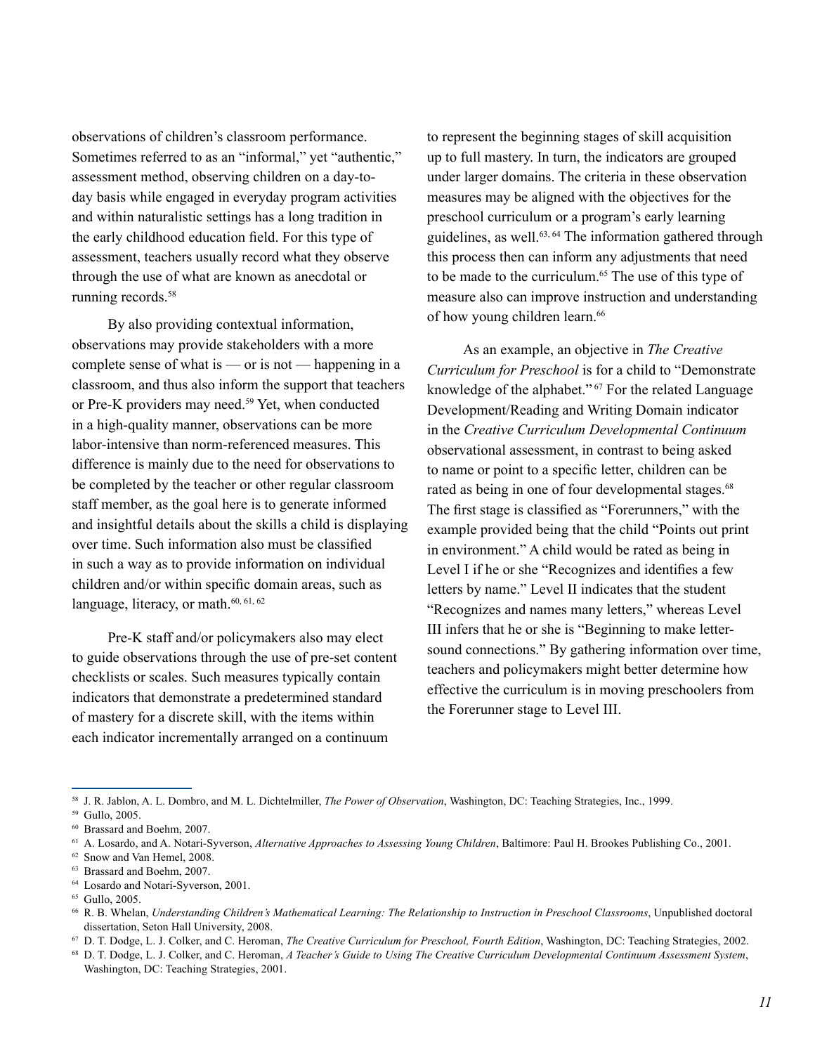observations of children's classroom performance. Sometimes referred to as an "informal," yet "authentic," assessment method, observing children on a day-to-day basis while engaged in everyday program activities and within naturalistic settings has a long tradition in the early childhood education field. For this type of assessment, teachers usually record what they observe through the use of what are known as anecdotal or running records.[58]

By also providing contextual information, observations may provide stakeholders with a more complete sense of what is — or is not — happening in a classroom, and thus also inform the support that teachers or Pre-K providers may need.[59] Yet, when conducted in a high-quality manner, observations can be more labor-intensive than norm-referenced measures. This difference is mainly due to the need for observations to be completed by the teacher or other regular classroom staff member, as the goal here is to generate informed and insightful details about the skills a child is displaying over time. Such information also must be classified in such a way as to provide information on individual children and/or within specific domain areas, such as language, literacy, or math.[60, 61, 62]

Pre-K staff and/or policymakers also may elect to guide observations through the use of pre-set content checklists or scales. Such measures typically contain indicators that demonstrate a predetermined standard of mastery for a discrete skill, with the items within each indicator incrementally arranged on a continuum to represent the beginning stages of skill acquisition up to full mastery. In turn, the indicators are grouped under larger domains. The criteria in these observation measures may be aligned with the objectives for the preschool curriculum or a program's early learning guidelines, as well.[63, 64] The information gathered through this process then can inform any adjustments that need to be made to the curriculum.[65] The use of this type of measure also can improve instruction and understanding of how young children learn.[66]

As an example, an objective in *The Creative Curriculum for Preschool* is for a child to "Demonstrate knowledge of the alphabet."[67] For the related Language Development/Reading and Writing Domain indicator in the *Creative Curriculum Developmental Continuum* observational assessment, in contrast to being asked to name or point to a specific letter, children can be rated as being in one of four developmental stages.[68] The first stage is classified as "Forerunners," with the example provided being that the child "Points out print in environment." A child would be rated as being in Level I if he or she "Recognizes and identifies a few letters by name." Level II indicates that the student "Recognizes and names many letters," whereas Level III infers that he or she is "Beginning to make letter-sound connections." By gathering information over time, teachers and policymakers might better determine how effective the curriculum is in moving preschoolers from the Forerunner stage to Level III.

---

[58] J. R. Jablon, A. L. Dombro, and M. L. Dichtelmiller, *The Power of Observation*, Washington, DC: Teaching Strategies, Inc., 1999.

[59] Gullo, 2005.

[60] Brassard and Boehm, 2007.

[61] A. Losardo, and A. Notari-Syverson, *Alternative Approaches to Assessing Young Children*, Baltimore: Paul H. Brookes Publishing Co., 2001.

[62] Snow and Van Hemel, 2008.

[63] Brassard and Boehm, 2007.

[64] Losardo and Notari-Syverson, 2001.

[65] Gullo, 2005.

[66] R. B. Whelan, *Understanding Children's Mathematical Learning: The Relationship to Instruction in Preschool Classrooms*, Unpublished doctoral dissertation, Seton Hall University, 2008.

[67] D. T. Dodge, L. J. Colker, and C. Heroman, *The Creative Curriculum for Preschool, Fourth Edition*, Washington, DC: Teaching Strategies, 2002.

[68] D. T. Dodge, L. J. Colker, and C. Heroman, *A Teacher's Guide to Using The Creative Curriculum Developmental Continuum Assessment System*, Washington, DC: Teaching Strategies, 2001.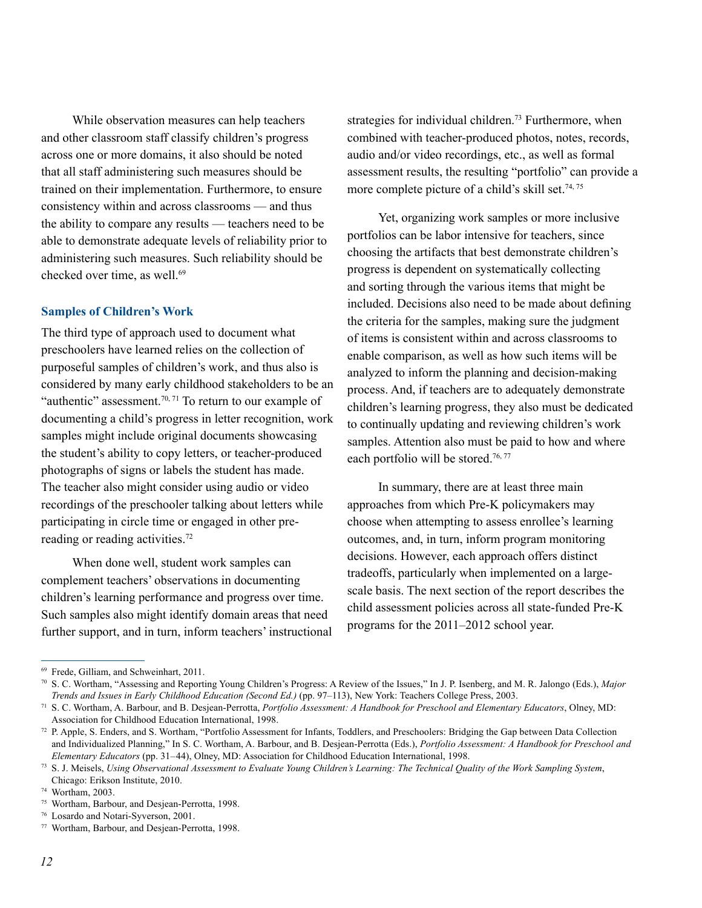While observation measures can help teachers and other classroom staff classify children's progress across one or more domains, it also should be noted that all staff administering such measures should be trained on their implementation. Furthermore, to ensure consistency within and across classrooms — and thus the ability to compare any results — teachers need to be able to demonstrate adequate levels of reliability prior to administering such measures. Such reliability should be checked over time, as well.[69]

### Samples of Children's Work

The third type of approach used to document what preschoolers have learned relies on the collection of purposeful samples of children's work, and thus also is considered by many early childhood stakeholders to be an "authentic" assessment.[70, 71] To return to our example of documenting a child's progress in letter recognition, work samples might include original documents showcasing the student's ability to copy letters, or teacher-produced photographs of signs or labels the student has made. The teacher also might consider using audio or video recordings of the preschooler talking about letters while participating in circle time or engaged in other pre-reading or reading activities.[72]

When done well, student work samples can complement teachers' observations in documenting children's learning performance and progress over time. Such samples also might identify domain areas that need further support, and in turn, inform teachers' instructional strategies for individual children.[73] Furthermore, when combined with teacher-produced photos, notes, records, audio and/or video recordings, etc., as well as formal assessment results, the resulting "portfolio" can provide a more complete picture of a child's skill set.[74, 75]

Yet, organizing work samples or more inclusive portfolios can be labor intensive for teachers, since choosing the artifacts that best demonstrate children's progress is dependent on systematically collecting and sorting through the various items that might be included. Decisions also need to be made about defining the criteria for the samples, making sure the judgment of items is consistent within and across classrooms to enable comparison, as well as how such items will be analyzed to inform the planning and decision-making process. And, if teachers are to adequately demonstrate children's learning progress, they also must be dedicated to continually updating and reviewing children's work samples. Attention also must be paid to how and where each portfolio will be stored.[76, 77]

In summary, there are at least three main approaches from which Pre-K policymakers may choose when attempting to assess enrollee's learning outcomes, and, in turn, inform program monitoring decisions. However, each approach offers distinct tradeoffs, particularly when implemented on a large-scale basis. The next section of the report describes the child assessment policies across all state-funded Pre-K programs for the 2011–2012 school year.

---

[69] Frede, Gilliam, and Schweinhart, 2011.

[70] S. C. Wortham, "Assessing and Reporting Young Children's Progress: A Review of the Issues," In J. P. Isenberg, and M. R. Jalongo (Eds.), *Major Trends and Issues in Early Childhood Education (Second Ed.)* (pp. 97–113), New York: Teachers College Press, 2003.

[71] S. C. Wortham, A. Barbour, and B. Desjean-Perrotta, *Portfolio Assessment: A Handbook for Preschool and Elementary Educators*, Olney, MD: Association for Childhood Education International, 1998.

[72] P. Apple, S. Enders, and S. Wortham, "Portfolio Assessment for Infants, Toddlers, and Preschoolers: Bridging the Gap between Data Collection and Individualized Planning," In S. C. Wortham, A. Barbour, and B. Desjean-Perrotta (Eds.), *Portfolio Assessment: A Handbook for Preschool and Elementary Educators* (pp. 31–44), Olney, MD: Association for Childhood Education International, 1998.

[73] S. J. Meisels, *Using Observational Assessment to Evaluate Young Children's Learning: The Technical Quality of the Work Sampling System*, Chicago: Erikson Institute, 2010.

[74] Wortham, 2003.

[75] Wortham, Barbour, and Desjean-Perrotta, 1998.

[76] Losardo and Notari-Syverson, 2001.

[77] Wortham, Barbour, and Desjean-Perrotta, 1998.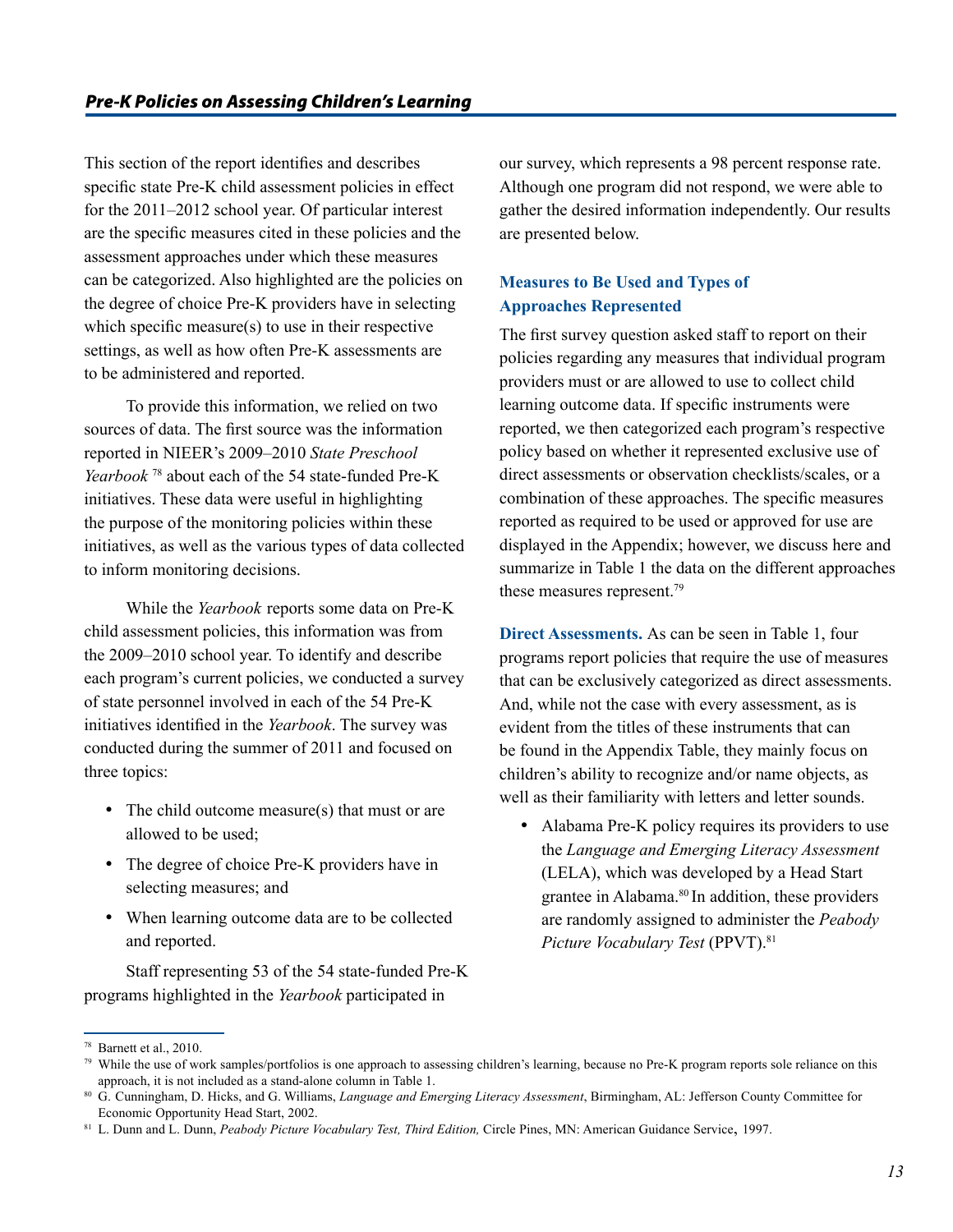## Pre-K Policies on Assessing Children's Learning

This section of the report identifies and describes specific state Pre-K child assessment policies in effect for the 2011–2012 school year. Of particular interest are the specific measures cited in these policies and the assessment approaches under which these measures can be categorized. Also highlighted are the policies on the degree of choice Pre-K providers have in selecting which specific measure(s) to use in their respective settings, as well as how often Pre-K assessments are to be administered and reported.

To provide this information, we relied on two sources of data. The first source was the information reported in NIEER's 2009–2010 *State Preschool Yearbook* [78] about each of the 54 state-funded Pre-K initiatives. These data were useful in highlighting the purpose of the monitoring policies within these initiatives, as well as the various types of data collected to inform monitoring decisions.

While the *Yearbook* reports some data on Pre-K child assessment policies, this information was from the 2009–2010 school year. To identify and describe each program's current policies, we conducted a survey of state personnel involved in each of the 54 Pre-K initiatives identified in the *Yearbook*. The survey was conducted during the summer of 2011 and focused on three topics:

- The child outcome measure(s) that must or are allowed to be used;
- The degree of choice Pre-K providers have in selecting measures; and
- When learning outcome data are to be collected and reported.

Staff representing 53 of the 54 state-funded Pre-K programs highlighted in the *Yearbook* participated in our survey, which represents a 98 percent response rate. Although one program did not respond, we were able to gather the desired information independently. Our results are presented below.

### Measures to Be Used and Types of Approaches Represented

The first survey question asked staff to report on their policies regarding any measures that individual program providers must or are allowed to use to collect child learning outcome data. If specific instruments were reported, we then categorized each program's respective policy based on whether it represented exclusive use of direct assessments or observation checklists/scales, or a combination of these approaches. The specific measures reported as required to be used or approved for use are displayed in the Appendix; however, we discuss here and summarize in Table 1 the data on the different approaches these measures represent.[79]

**Direct Assessments.** As can be seen in Table 1, four programs report policies that require the use of measures that can be exclusively categorized as direct assessments. And, while not the case with every assessment, as is evident from the titles of these instruments that can be found in the Appendix Table, they mainly focus on children's ability to recognize and/or name objects, as well as their familiarity with letters and letter sounds.

- Alabama Pre-K policy requires its providers to use the *Language and Emerging Literacy Assessment* (LELA), which was developed by a Head Start grantee in Alabama.[80] In addition, these providers are randomly assigned to administer the *Peabody Picture Vocabulary Test* (PPVT).[81]

---

[78] Barnett et al., 2010.

[79] While the use of work samples/portfolios is one approach to assessing children's learning, because no Pre-K program reports sole reliance on this approach, it is not included as a stand-alone column in Table 1.

[80] G. Cunningham, D. Hicks, and G. Williams, *Language and Emerging Literacy Assessment*, Birmingham, AL: Jefferson County Committee for Economic Opportunity Head Start, 2002.

[81] L. Dunn and L. Dunn, *Peabody Picture Vocabulary Test, Third Edition,* Circle Pines, MN: American Guidance Service, 1997.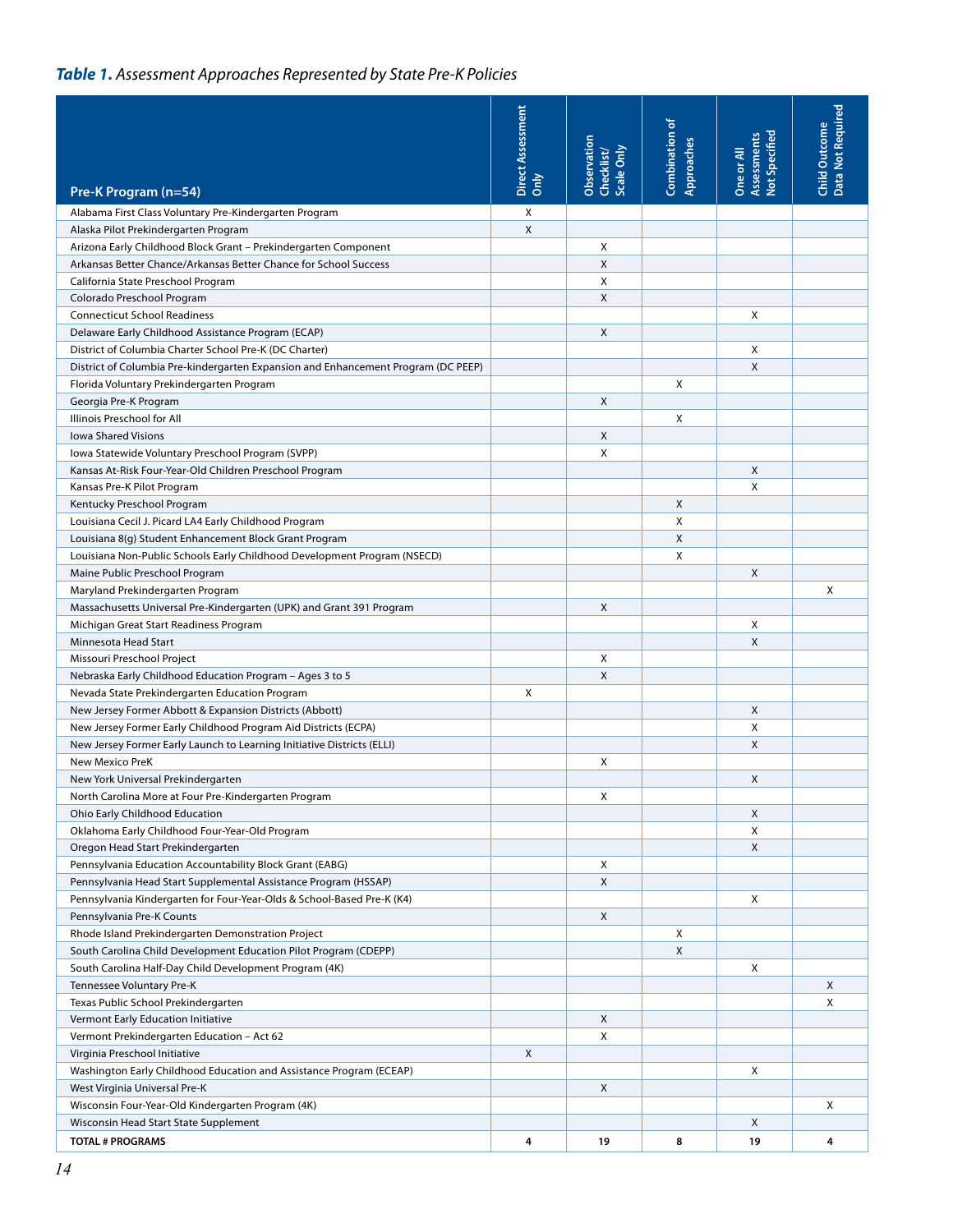***Table 1.*** *Assessment Approaches Represented by State Pre-K Policies*

| Pre-K Program (n=54) | Direct Assessment Only | Observation Checklist/ Scale Only | Combination of Approaches | One or All Assessments Not Specified | Child Outcome Data Not Required |
|---|---|---|---|---|---|
| Alabama First Class Voluntary Pre-Kindergarten Program | X | | | | |
| Alaska Pilot Prekindergarten Program | X | | | | |
| Arizona Early Childhood Block Grant – Prekindergarten Component | | X | | | |
| Arkansas Better Chance/Arkansas Better Chance for School Success | | X | | | |
| California State Preschool Program | | X | | | |
| Colorado Preschool Program | | X | | | |
| Connecticut School Readiness | | | | X | |
| Delaware Early Childhood Assistance Program (ECAP) | | X | | | |
| District of Columbia Charter School Pre-K (DC Charter) | | | | X | |
| District of Columbia Pre-kindergarten Expansion and Enhancement Program (DC PEEP) | | | | X | |
| Florida Voluntary Prekindergarten Program | | | X | | |
| Georgia Pre-K Program | | X | | | |
| Illinois Preschool for All | | | X | | |
| Iowa Shared Visions | | X | | | |
| Iowa Statewide Voluntary Preschool Program (SVPP) | | X | | | |
| Kansas At-Risk Four-Year-Old Children Preschool Program | | | | X | |
| Kansas Pre-K Pilot Program | | | | X | |
| Kentucky Preschool Program | | | X | | |
| Louisiana Cecil J. Picard LA4 Early Childhood Program | | | X | | |
| Louisiana 8(g) Student Enhancement Block Grant Program | | | X | | |
| Louisiana Non-Public Schools Early Childhood Development Program (NSECD) | | | X | | |
| Maine Public Preschool Program | | | | X | |
| Maryland Prekindergarten Program | | | | | X |
| Massachusetts Universal Pre-Kindergarten (UPK) and Grant 391 Program | | X | | | |
| Michigan Great Start Readiness Program | | | | X | |
| Minnesota Head Start | | | | X | |
| Missouri Preschool Project | | X | | | |
| Nebraska Early Childhood Education Program – Ages 3 to 5 | | X | | | |
| Nevada State Prekindergarten Education Program | X | | | | |
| New Jersey Former Abbott & Expansion Districts (Abbott) | | | | X | |
| New Jersey Former Early Childhood Program Aid Districts (ECPA) | | | | X | |
| New Jersey Former Early Launch to Learning Initiative Districts (ELLI) | | | | X | |
| New Mexico PreK | | X | | | |
| New York Universal Prekindergarten | | | | X | |
| North Carolina More at Four Pre-Kindergarten Program | | X | | | |
| Ohio Early Childhood Education | | | | X | |
| Oklahoma Early Childhood Four-Year-Old Program | | | | X | |
| Oregon Head Start Prekindergarten | | | | X | |
| Pennsylvania Education Accountability Block Grant (EABG) | | X | | | |
| Pennsylvania Head Start Supplemental Assistance Program (HSSAP) | | X | | | |
| Pennsylvania Kindergarten for Four-Year-Olds & School-Based Pre-K (K4) | | | | X | |
| Pennsylvania Pre-K Counts | | X | | | |
| Rhode Island Prekindergarten Demonstration Project | | | X | | |
| South Carolina Child Development Education Pilot Program (CDEPP) | | | X | | |
| South Carolina Half-Day Child Development Program (4K) | | | | X | |
| Tennessee Voluntary Pre-K | | | | | X |
| Texas Public School Prekindergarten | | | | | X |
| Vermont Early Education Initiative | | X | | | |
| Vermont Prekindergarten Education – Act 62 | | X | | | |
| Virginia Preschool Initiative | X | | | | |
| Washington Early Childhood Education and Assistance Program (ECEAP) | | | | X | |
| West Virginia Universal Pre-K | | X | | | |
| Wisconsin Four-Year-Old Kindergarten Program (4K) | | | | | X |
| Wisconsin Head Start State Supplement | | | | X | |
| **TOTAL # PROGRAMS** | **4** | **19** | **8** | **19** | **4** |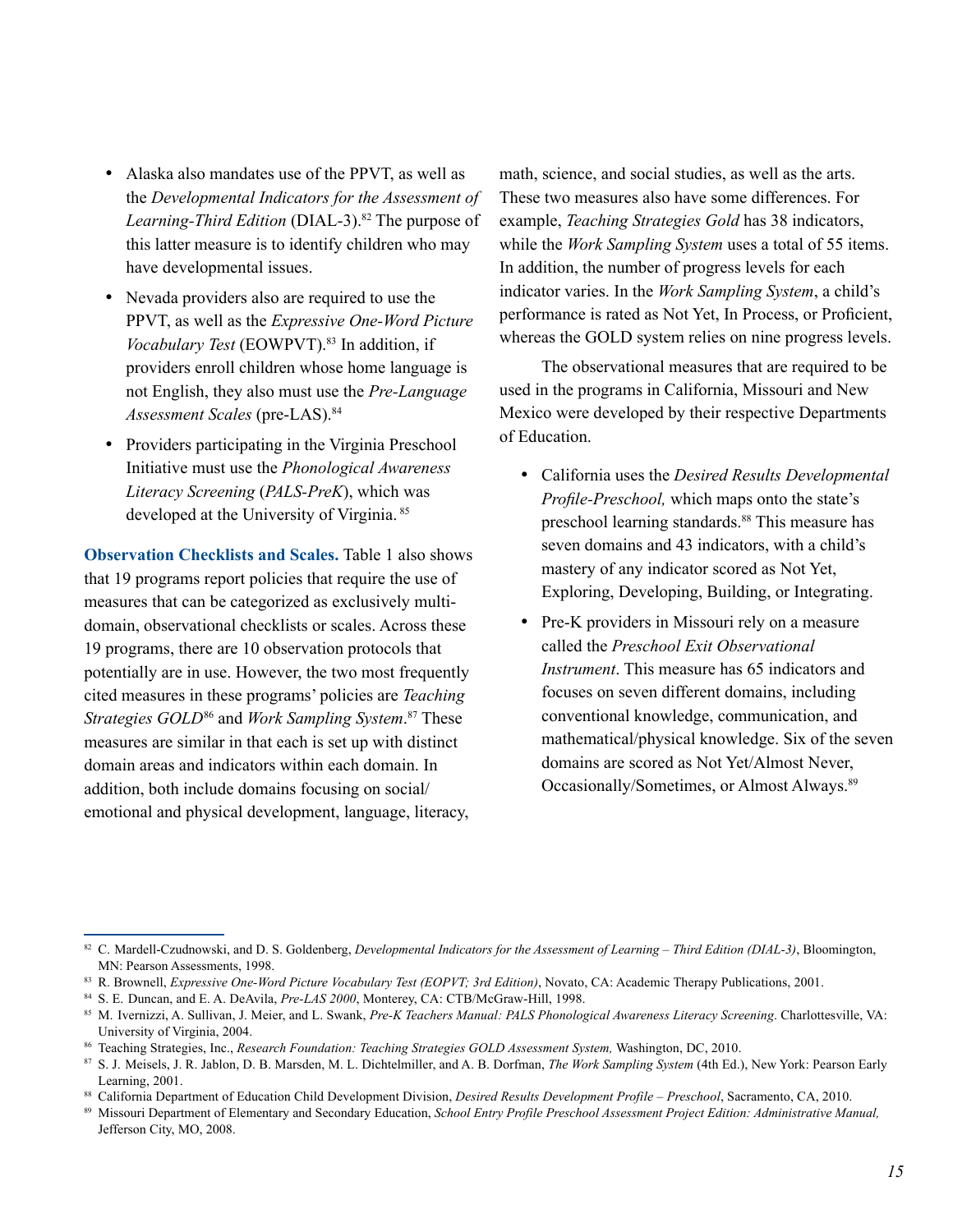- Alaska also mandates use of the PPVT, as well as the *Developmental Indicators for the Assessment of Learning-Third Edition* (DIAL-3).[82] The purpose of this latter measure is to identify children who may have developmental issues.
- Nevada providers also are required to use the PPVT, as well as the *Expressive One-Word Picture Vocabulary Test* (EOWPVT).[83] In addition, if providers enroll children whose home language is not English, they also must use the *Pre-Language Assessment Scales* (pre-LAS).[84]
- Providers participating in the Virginia Preschool Initiative must use the *Phonological Awareness Literacy Screening* (*PALS-PreK*), which was developed at the University of Virginia.[85]

**Observation Checklists and Scales.** Table 1 also shows that 19 programs report policies that require the use of measures that can be categorized as exclusively multi-domain, observational checklists or scales. Across these 19 programs, there are 10 observation protocols that potentially are in use. However, the two most frequently cited measures in these programs' policies are *Teaching Strategies GOLD*[86] and *Work Sampling System*.[87] These measures are similar in that each is set up with distinct domain areas and indicators within each domain. In addition, both include domains focusing on social/emotional and physical development, language, literacy, math, science, and social studies, as well as the arts. These two measures also have some differences. For example, *Teaching Strategies Gold* has 38 indicators, while the *Work Sampling System* uses a total of 55 items. In addition, the number of progress levels for each indicator varies. In the *Work Sampling System*, a child's performance is rated as Not Yet, In Process, or Proficient, whereas the GOLD system relies on nine progress levels.

The observational measures that are required to be used in the programs in California, Missouri and New Mexico were developed by their respective Departments of Education.

- California uses the *Desired Results Developmental Profile-Preschool,* which maps onto the state's preschool learning standards.[88] This measure has seven domains and 43 indicators, with a child's mastery of any indicator scored as Not Yet, Exploring, Developing, Building, or Integrating.
- Pre-K providers in Missouri rely on a measure called the *Preschool Exit Observational Instrument*. This measure has 65 indicators and focuses on seven different domains, including conventional knowledge, communication, and mathematical/physical knowledge. Six of the seven domains are scored as Not Yet/Almost Never, Occasionally/Sometimes, or Almost Always.[89]

---

[82] C. Mardell-Czudnowski, and D. S. Goldenberg, *Developmental Indicators for the Assessment of Learning – Third Edition (DIAL-3)*, Bloomington, MN: Pearson Assessments, 1998.

[83] R. Brownell, *Expressive One-Word Picture Vocabulary Test (EOPVT; 3rd Edition)*, Novato, CA: Academic Therapy Publications, 2001.

[84] S. E. Duncan, and E. A. DeAvila, *Pre-LAS 2000*, Monterey, CA: CTB/McGraw-Hill, 1998.

[85] M. Ivernizzi, A. Sullivan, J. Meier, and L. Swank, *Pre-K Teachers Manual: PALS Phonological Awareness Literacy Screening*. Charlottesville, VA: University of Virginia, 2004.

[86] Teaching Strategies, Inc., *Research Foundation: Teaching Strategies GOLD Assessment System,* Washington, DC, 2010.

[87] S. J. Meisels, J. R. Jablon, D. B. Marsden, M. L. Dichtelmiller, and A. B. Dorfman, *The Work Sampling System* (4th Ed.), New York: Pearson Early Learning, 2001.

[88] California Department of Education Child Development Division, *Desired Results Development Profile – Preschool*, Sacramento, CA, 2010.

[89] Missouri Department of Elementary and Secondary Education, *School Entry Profile Preschool Assessment Project Edition: Administrative Manual,* Jefferson City, MO, 2008.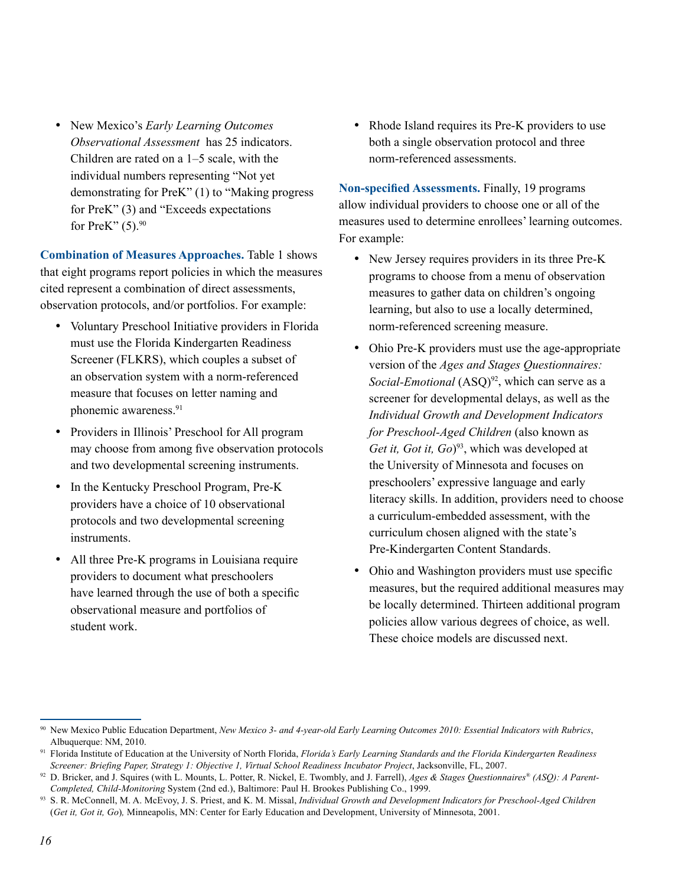- New Mexico's *Early Learning Outcomes Observational Assessment* has 25 indicators. Children are rated on a 1–5 scale, with the individual numbers representing "Not yet demonstrating for PreK" (1) to "Making progress for PreK" (3) and "Exceeds expectations for PreK" (5).[90]

**Combination of Measures Approaches.** Table 1 shows that eight programs report policies in which the measures cited represent a combination of direct assessments, observation protocols, and/or portfolios. For example:

- Voluntary Preschool Initiative providers in Florida must use the Florida Kindergarten Readiness Screener (FLKRS), which couples a subset of an observation system with a norm-referenced measure that focuses on letter naming and phonemic awareness.[91]
- Providers in Illinois' Preschool for All program may choose from among five observation protocols and two developmental screening instruments.
- In the Kentucky Preschool Program, Pre-K providers have a choice of 10 observational protocols and two developmental screening instruments.
- All three Pre-K programs in Louisiana require providers to document what preschoolers have learned through the use of both a specific observational measure and portfolios of student work.
- Rhode Island requires its Pre-K providers to use both a single observation protocol and three norm-referenced assessments.

**Non-specified Assessments.** Finally, 19 programs allow individual providers to choose one or all of the measures used to determine enrollees' learning outcomes. For example:

- New Jersey requires providers in its three Pre-K programs to choose from a menu of observation measures to gather data on children's ongoing learning, but also to use a locally determined, norm-referenced screening measure.
- Ohio Pre-K providers must use the age-appropriate version of the *Ages and Stages Questionnaires: Social-Emotional* (ASQ)[92], which can serve as a screener for developmental delays, as well as the *Individual Growth and Development Indicators for Preschool-Aged Children* (also known as *Get it, Got it, Go*)[93], which was developed at the University of Minnesota and focuses on preschoolers' expressive language and early literacy skills. In addition, providers need to choose a curriculum-embedded assessment, with the curriculum chosen aligned with the state's Pre-Kindergarten Content Standards.
- Ohio and Washington providers must use specific measures, but the required additional measures may be locally determined. Thirteen additional program policies allow various degrees of choice, as well. These choice models are discussed next.

---

[90] New Mexico Public Education Department, *New Mexico 3- and 4-year-old Early Learning Outcomes 2010: Essential Indicators with Rubrics*, Albuquerque: NM, 2010.

[91] Florida Institute of Education at the University of North Florida, *Florida's Early Learning Standards and the Florida Kindergarten Readiness Screener: Briefing Paper, Strategy 1: Objective 1, Virtual School Readiness Incubator Project*, Jacksonville, FL, 2007.

[92] D. Bricker, and J. Squires (with L. Mounts, L. Potter, R. Nickel, E. Twombly, and J. Farrell), *Ages & Stages Questionnaires® (ASQ): A Parent-Completed, Child-Monitoring* System (2nd ed.), Baltimore: Paul H. Brookes Publishing Co., 1999.

[93] S. R. McConnell, M. A. McEvoy, J. S. Priest, and K. M. Missal, *Individual Growth and Development Indicators for Preschool-Aged Children* (*Get it, Got it, Go*), Minneapolis, MN: Center for Early Education and Development, University of Minnesota, 2001.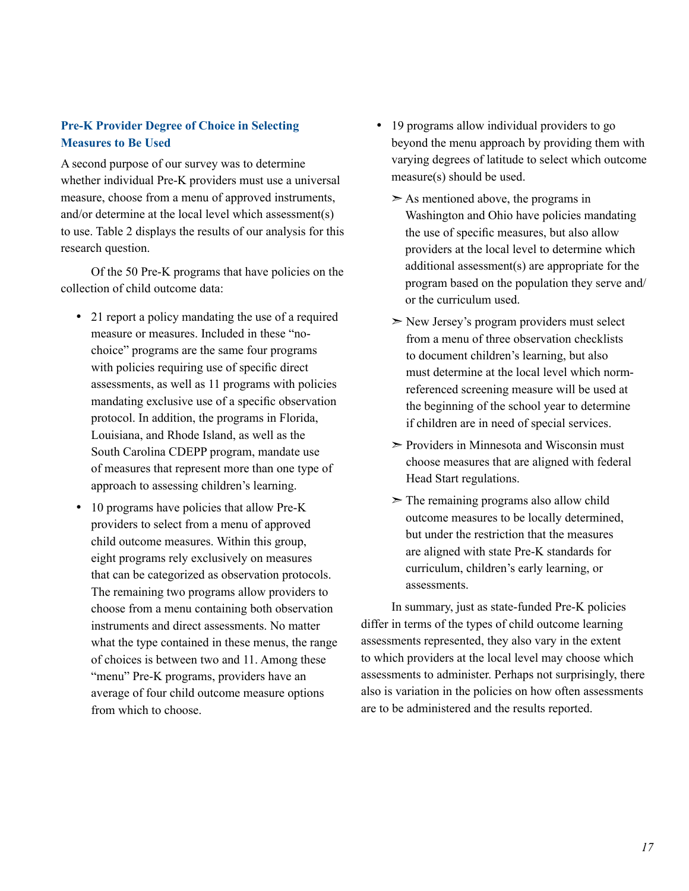### Pre-K Provider Degree of Choice in Selecting Measures to Be Used

A second purpose of our survey was to determine whether individual Pre-K providers must use a universal measure, choose from a menu of approved instruments, and/or determine at the local level which assessment(s) to use. Table 2 displays the results of our analysis for this research question.

Of the 50 Pre-K programs that have policies on the collection of child outcome data:

- 21 report a policy mandating the use of a required measure or measures. Included in these "no-choice" programs are the same four programs with policies requiring use of specific direct assessments, as well as 11 programs with policies mandating exclusive use of a specific observation protocol. In addition, the programs in Florida, Louisiana, and Rhode Island, as well as the South Carolina CDEPP program, mandate use of measures that represent more than one type of approach to assessing children's learning.
- 10 programs have policies that allow Pre-K providers to select from a menu of approved child outcome measures. Within this group, eight programs rely exclusively on measures that can be categorized as observation protocols. The remaining two programs allow providers to choose from a menu containing both observation instruments and direct assessments. No matter what the type contained in these menus, the range of choices is between two and 11. Among these "menu" Pre-K programs, providers have an average of four child outcome measure options from which to choose.
- 19 programs allow individual providers to go beyond the menu approach by providing them with varying degrees of latitude to select which outcome measure(s) should be used.
  - As mentioned above, the programs in Washington and Ohio have policies mandating the use of specific measures, but also allow providers at the local level to determine which additional assessment(s) are appropriate for the program based on the population they serve and/or the curriculum used.
  - New Jersey's program providers must select from a menu of three observation checklists to document children's learning, but also must determine at the local level which norm-referenced screening measure will be used at the beginning of the school year to determine if children are in need of special services.
  - Providers in Minnesota and Wisconsin must choose measures that are aligned with federal Head Start regulations.
  - The remaining programs also allow child outcome measures to be locally determined, but under the restriction that the measures are aligned with state Pre-K standards for curriculum, children's early learning, or assessments.

In summary, just as state-funded Pre-K policies differ in terms of the types of child outcome learning assessments represented, they also vary in the extent to which providers at the local level may choose which assessments to administer. Perhaps not surprisingly, there also is variation in the policies on how often assessments are to be administered and the results reported.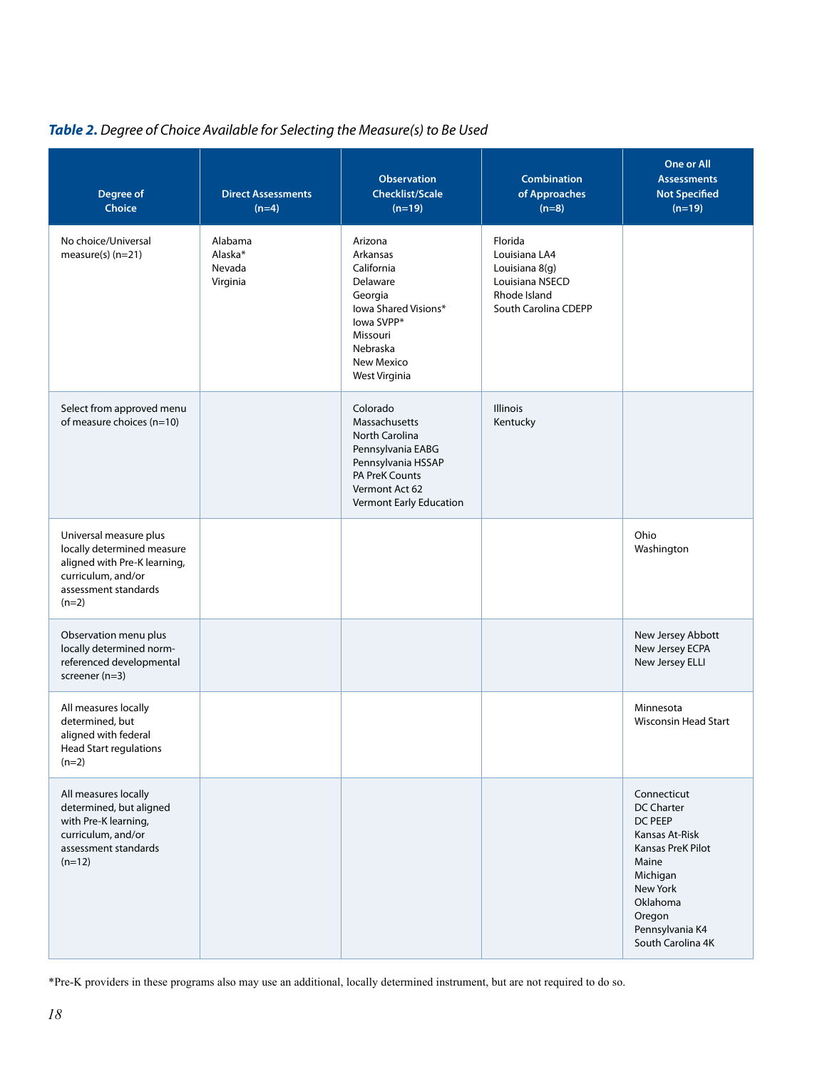***Table 2.*** *Degree of Choice Available for Selecting the Measure(s) to Be Used*

| Degree of Choice | Direct Assessments (n=4) | Observation Checklist/Scale (n=19) | Combination of Approaches (n=8) | One or All Assessments Not Specified (n=19) |
|---|---|---|---|---|
| No choice/Universal measure(s) (n=21) | Alabama<br>Alaska*<br>Nevada<br>Virginia | Arizona<br>Arkansas<br>California<br>Delaware<br>Georgia<br>Iowa Shared Visions*<br>Iowa SVPP*<br>Missouri<br>Nebraska<br>New Mexico<br>West Virginia | Florida<br>Louisiana LA4<br>Louisiana 8(g)<br>Louisiana NSECD<br>Rhode Island<br>South Carolina CDEPP | |
| Select from approved menu of measure choices (n=10) | | Colorado<br>Massachusetts<br>North Carolina<br>Pennsylvania EABG<br>Pennsylvania HSSAP<br>PA PreK Counts<br>Vermont Act 62<br>Vermont Early Education | Illinois<br>Kentucky | |
| Universal measure plus locally determined measure aligned with Pre-K learning, curriculum, and/or assessment standards (n=2) | | | | Ohio<br>Washington |
| Observation menu plus locally determined norm-referenced developmental screener (n=3) | | | | New Jersey Abbott<br>New Jersey ECPA<br>New Jersey ELLI |
| All measures locally determined, but aligned with federal Head Start regulations (n=2) | | | | Minnesota<br>Wisconsin Head Start |
| All measures locally determined, but aligned with Pre-K learning, curriculum, and/or assessment standards (n=12) | | | | Connecticut<br>DC Charter<br>DC PEEP<br>Kansas At-Risk<br>Kansas PreK Pilot<br>Maine<br>Michigan<br>New York<br>Oklahoma<br>Oregon<br>Pennsylvania K4<br>South Carolina 4K |

*Pre-K providers in these programs also may use an additional, locally determined instrument, but are not required to do so.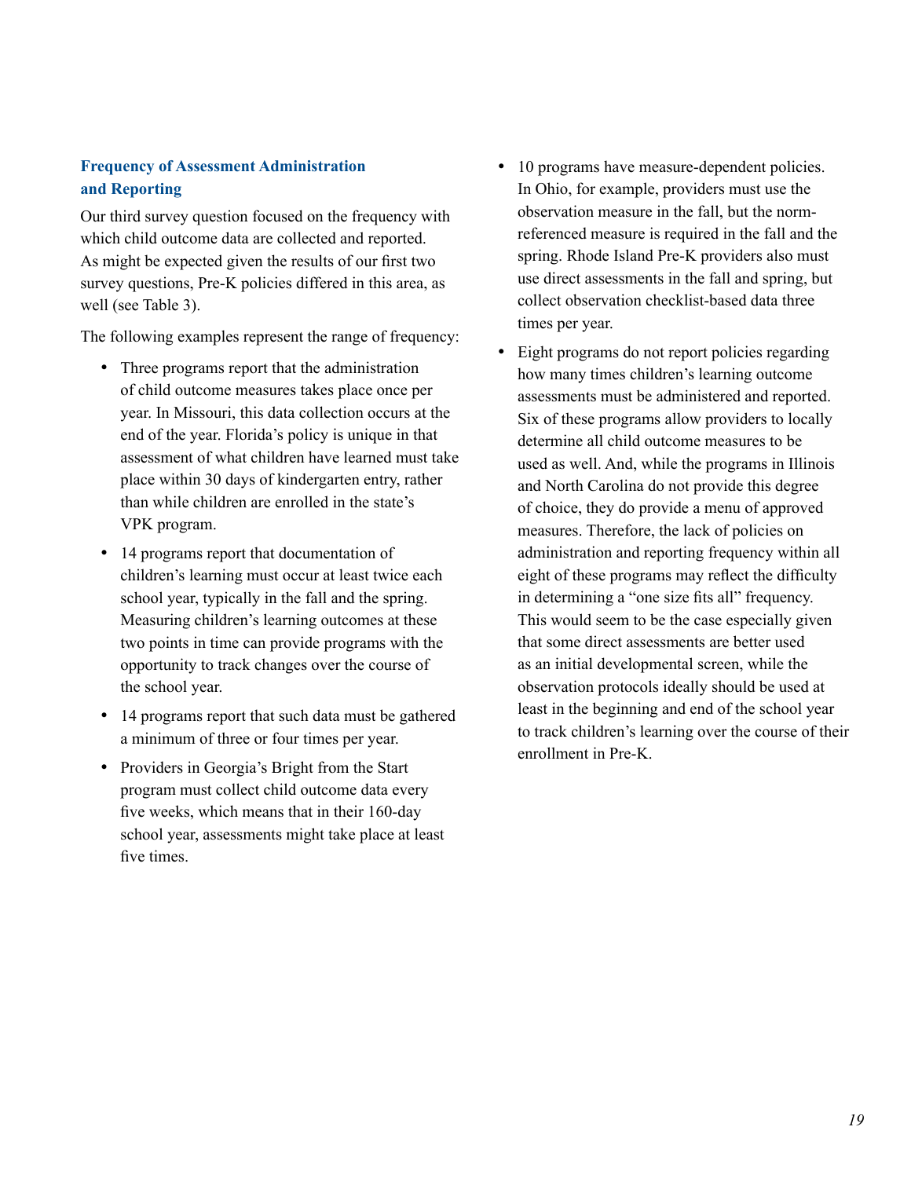### Frequency of Assessment Administration and Reporting

Our third survey question focused on the frequency with which child outcome data are collected and reported. As might be expected given the results of our first two survey questions, Pre-K policies differed in this area, as well (see Table 3).

The following examples represent the range of frequency:

- Three programs report that the administration of child outcome measures takes place once per year. In Missouri, this data collection occurs at the end of the year. Florida's policy is unique in that assessment of what children have learned must take place within 30 days of kindergarten entry, rather than while children are enrolled in the state's VPK program.
- 14 programs report that documentation of children's learning must occur at least twice each school year, typically in the fall and the spring. Measuring children's learning outcomes at these two points in time can provide programs with the opportunity to track changes over the course of the school year.
- 14 programs report that such data must be gathered a minimum of three or four times per year.
- Providers in Georgia's Bright from the Start program must collect child outcome data every five weeks, which means that in their 160-day school year, assessments might take place at least five times.
- 10 programs have measure-dependent policies. In Ohio, for example, providers must use the observation measure in the fall, but the norm-referenced measure is required in the fall and the spring. Rhode Island Pre-K providers also must use direct assessments in the fall and spring, but collect observation checklist-based data three times per year.
- Eight programs do not report policies regarding how many times children's learning outcome assessments must be administered and reported. Six of these programs allow providers to locally determine all child outcome measures to be used as well. And, while the programs in Illinois and North Carolina do not provide this degree of choice, they do provide a menu of approved measures. Therefore, the lack of policies on administration and reporting frequency within all eight of these programs may reflect the difficulty in determining a "one size fits all" frequency. This would seem to be the case especially given that some direct assessments are better used as an initial developmental screen, while the observation protocols ideally should be used at least in the beginning and end of the school year to track children's learning over the course of their enrollment in Pre-K.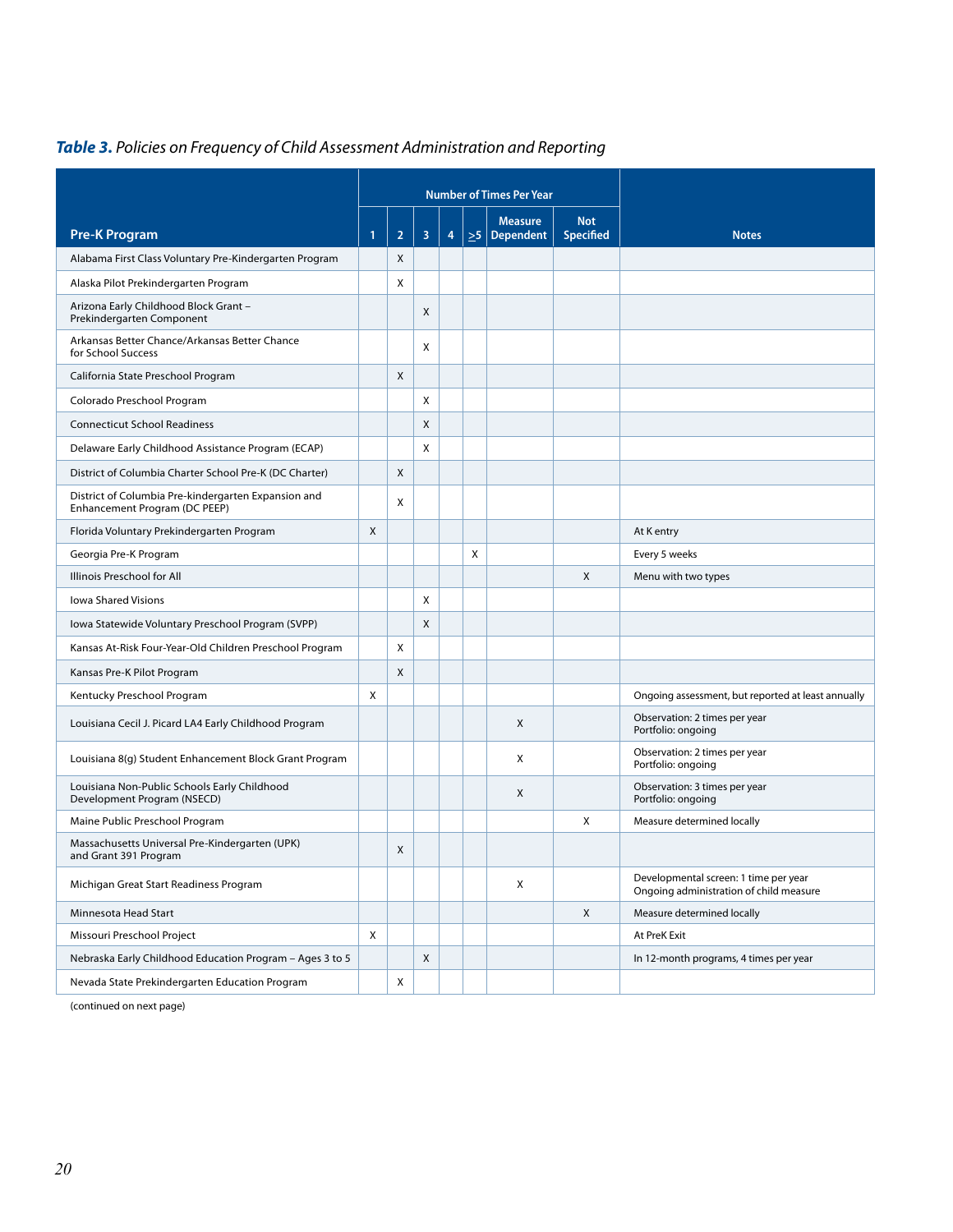***Table 3.*** *Policies on Frequency of Child Assessment Administration and Reporting*

| Pre-K Program | Number of Times Per Year | | | | | | | Notes |
|---|---|---|---|---|---|---|---|---|
| | 1 | 2 | 3 | 4 | ≥5 | Measure Dependent | Not Specified | |
| Alabama First Class Voluntary Pre-Kindergarten Program | | X | | | | | | |
| Alaska Pilot Prekindergarten Program | | X | | | | | | |
| Arizona Early Childhood Block Grant – Prekindergarten Component | | | X | | | | | |
| Arkansas Better Chance/Arkansas Better Chance for School Success | | | X | | | | | |
| California State Preschool Program | | X | | | | | | |
| Colorado Preschool Program | | | X | | | | | |
| Connecticut School Readiness | | | X | | | | | |
| Delaware Early Childhood Assistance Program (ECAP) | | | X | | | | | |
| District of Columbia Charter School Pre-K (DC Charter) | | X | | | | | | |
| District of Columbia Pre-kindergarten Expansion and Enhancement Program (DC PEEP) | | X | | | | | | |
| Florida Voluntary Prekindergarten Program | X | | | | | | | At K entry |
| Georgia Pre-K Program | | | | | X | | | Every 5 weeks |
| Illinois Preschool for All | | | | | | | X | Menu with two types |
| Iowa Shared Visions | | | X | | | | | |
| Iowa Statewide Voluntary Preschool Program (SVPP) | | | X | | | | | |
| Kansas At-Risk Four-Year-Old Children Preschool Program | | X | | | | | | |
| Kansas Pre-K Pilot Program | | X | | | | | | |
| Kentucky Preschool Program | X | | | | | | | Ongoing assessment, but reported at least annually |
| Louisiana Cecil J. Picard LA4 Early Childhood Program | | | | | | X | | Observation: 2 times per year<br>Portfolio: ongoing |
| Louisiana 8(g) Student Enhancement Block Grant Program | | | | | | X | | Observation: 2 times per year<br>Portfolio: ongoing |
| Louisiana Non-Public Schools Early Childhood Development Program (NSECD) | | | | | | X | | Observation: 3 times per year<br>Portfolio: ongoing |
| Maine Public Preschool Program | | | | | | | X | Measure determined locally |
| Massachusetts Universal Pre-Kindergarten (UPK) and Grant 391 Program | | X | | | | | | |
| Michigan Great Start Readiness Program | | | | | | X | | Developmental screen: 1 time per year<br>Ongoing administration of child measure |
| Minnesota Head Start | | | | | | | X | Measure determined locally |
| Missouri Preschool Project | X | | | | | | | At PreK Exit |
| Nebraska Early Childhood Education Program – Ages 3 to 5 | | | X | | | | | In 12-month programs, 4 times per year |
| Nevada State Prekindergarten Education Program | | X | | | | | | |

(continued on next page)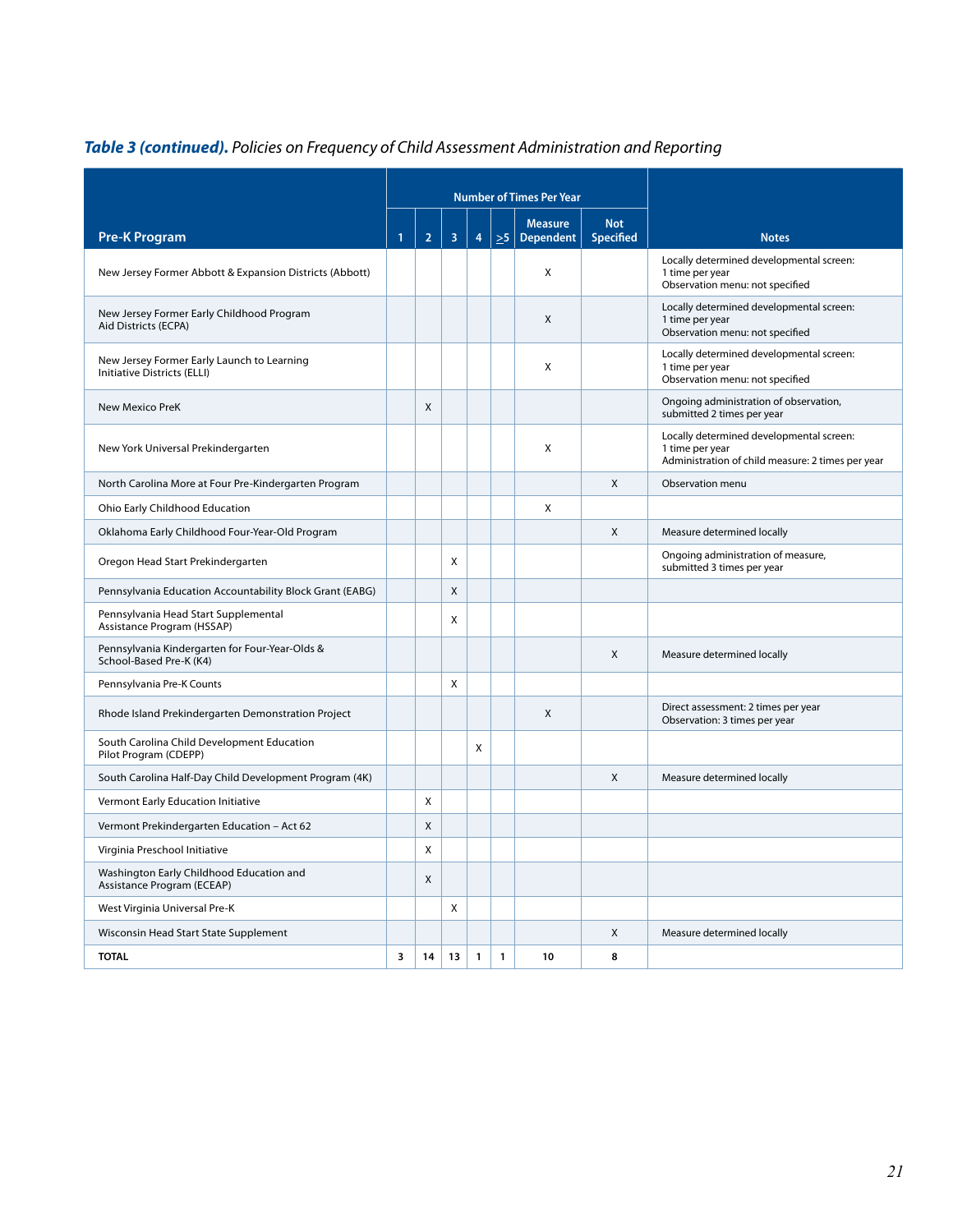*__Table 3 (continued).__ Policies on Frequency of Child Assessment Administration and Reporting*

| Pre-K Program | Number of Times Per Year | | | | | | | Notes |
|---|---|---|---|---|---|---|---|---|
| | 1 | 2 | 3 | 4 | ≥5 | Measure Dependent | Not Specified | |
| New Jersey Former Abbott & Expansion Districts (Abbott) | | | | | | X | | Locally determined developmental screen: 1 time per year<br>Observation menu: not specified |
| New Jersey Former Early Childhood Program Aid Districts (ECPA) | | | | | | X | | Locally determined developmental screen: 1 time per year<br>Observation menu: not specified |
| New Jersey Former Early Launch to Learning Initiative Districts (ELLI) | | | | | | X | | Locally determined developmental screen: 1 time per year<br>Observation menu: not specified |
| New Mexico PreK | | X | | | | | | Ongoing administration of observation, submitted 2 times per year |
| New York Universal Prekindergarten | | | | | | X | | Locally determined developmental screen: 1 time per year<br>Administration of child measure: 2 times per year |
| North Carolina More at Four Pre-Kindergarten Program | | | | | | | X | Observation menu |
| Ohio Early Childhood Education | | | | | | X | | |
| Oklahoma Early Childhood Four-Year-Old Program | | | | | | | X | Measure determined locally |
| Oregon Head Start Prekindergarten | | | X | | | | | Ongoing administration of measure, submitted 3 times per year |
| Pennsylvania Education Accountability Block Grant (EABG) | | | X | | | | | |
| Pennsylvania Head Start Supplemental Assistance Program (HSSAP) | | | X | | | | | |
| Pennsylvania Kindergarten for Four-Year-Olds & School-Based Pre-K (K4) | | | | | | | X | Measure determined locally |
| Pennsylvania Pre-K Counts | | | X | | | | | |
| Rhode Island Prekindergarten Demonstration Project | | | | | | X | | Direct assessment: 2 times per year<br>Observation: 3 times per year |
| South Carolina Child Development Education Pilot Program (CDEPP) | | | | X | | | | |
| South Carolina Half-Day Child Development Program (4K) | | | | | | | X | Measure determined locally |
| Vermont Early Education Initiative | | X | | | | | | |
| Vermont Prekindergarten Education – Act 62 | | X | | | | | | |
| Virginia Preschool Initiative | | X | | | | | | |
| Washington Early Childhood Education and Assistance Program (ECEAP) | | X | | | | | | |
| West Virginia Universal Pre-K | | | X | | | | | |
| Wisconsin Head Start State Supplement | | | | | | | X | Measure determined locally |
| **TOTAL** | **3** | **14** | **13** | **1** | **1** | **10** | **8** | |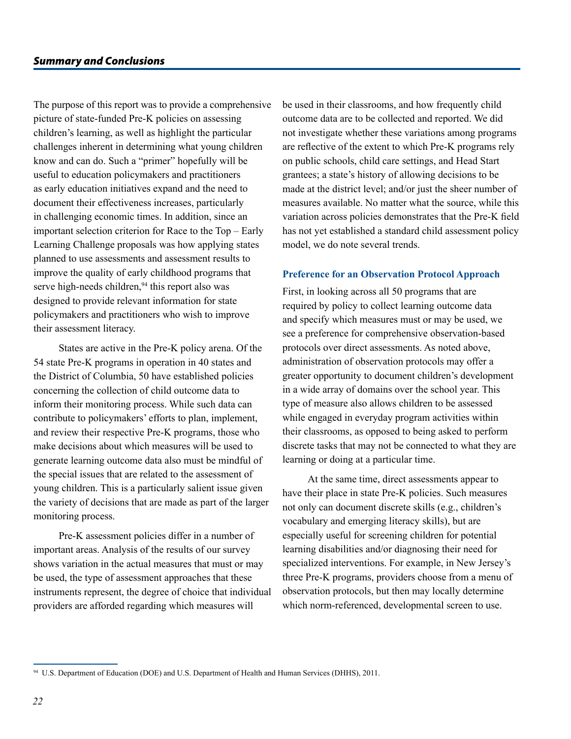## *Summary and Conclusions*

The purpose of this report was to provide a comprehensive picture of state-funded Pre-K policies on assessing children's learning, as well as highlight the particular challenges inherent in determining what young children know and can do. Such a "primer" hopefully will be useful to education policymakers and practitioners as early education initiatives expand and the need to document their effectiveness increases, particularly in challenging economic times. In addition, since an important selection criterion for Race to the Top – Early Learning Challenge proposals was how applying states planned to use assessments and assessment results to improve the quality of early childhood programs that serve high-needs children,[94] this report also was designed to provide relevant information for state policymakers and practitioners who wish to improve their assessment literacy.

States are active in the Pre-K policy arena. Of the 54 state Pre-K programs in operation in 40 states and the District of Columbia, 50 have established policies concerning the collection of child outcome data to inform their monitoring process. While such data can contribute to policymakers' efforts to plan, implement, and review their respective Pre-K programs, those who make decisions about which measures will be used to generate learning outcome data also must be mindful of the special issues that are related to the assessment of young children. This is a particularly salient issue given the variety of decisions that are made as part of the larger monitoring process.

Pre-K assessment policies differ in a number of important areas. Analysis of the results of our survey shows variation in the actual measures that must or may be used, the type of assessment approaches that these instruments represent, the degree of choice that individual providers are afforded regarding which measures will be used in their classrooms, and how frequently child outcome data are to be collected and reported. We did not investigate whether these variations among programs are reflective of the extent to which Pre-K programs rely on public schools, child care settings, and Head Start grantees; a state's history of allowing decisions to be made at the district level; and/or just the sheer number of measures available. No matter what the source, while this variation across policies demonstrates that the Pre-K field has not yet established a standard child assessment policy model, we do note several trends.

### Preference for an Observation Protocol Approach

First, in looking across all 50 programs that are required by policy to collect learning outcome data and specify which measures must or may be used, we see a preference for comprehensive observation-based protocols over direct assessments. As noted above, administration of observation protocols may offer a greater opportunity to document children's development in a wide array of domains over the school year. This type of measure also allows children to be assessed while engaged in everyday program activities within their classrooms, as opposed to being asked to perform discrete tasks that may not be connected to what they are learning or doing at a particular time.

At the same time, direct assessments appear to have their place in state Pre-K policies. Such measures not only can document discrete skills (e.g., children's vocabulary and emerging literacy skills), but are especially useful for screening children for potential learning disabilities and/or diagnosing their need for specialized interventions. For example, in New Jersey's three Pre-K programs, providers choose from a menu of observation protocols, but then may locally determine which norm-referenced, developmental screen to use.

---

[94] U.S. Department of Education (DOE) and U.S. Department of Health and Human Services (DHHS), 2011.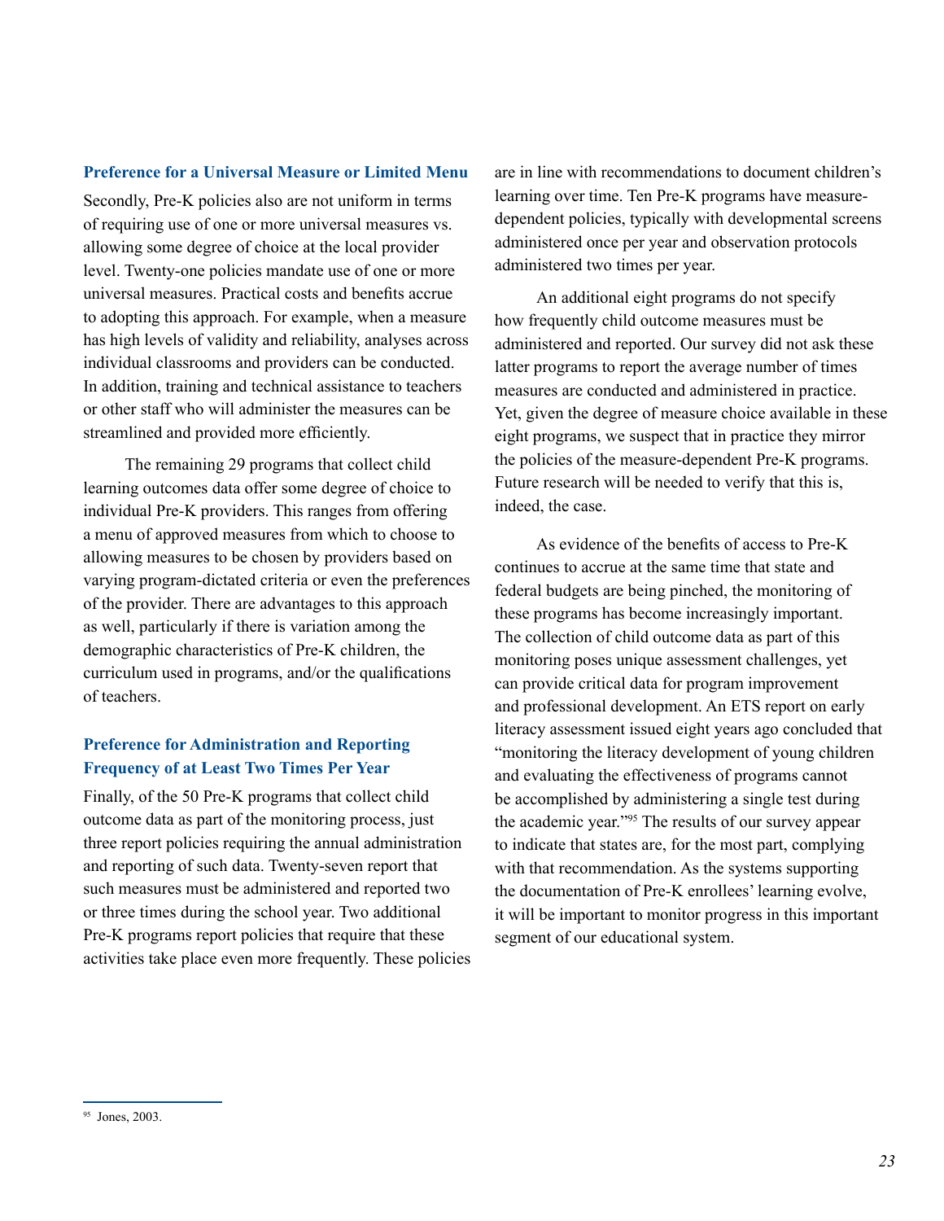### Preference for a Universal Measure or Limited Menu

Secondly, Pre-K policies also are not uniform in terms of requiring use of one or more universal measures vs. allowing some degree of choice at the local provider level. Twenty-one policies mandate use of one or more universal measures. Practical costs and benefits accrue to adopting this approach. For example, when a measure has high levels of validity and reliability, analyses across individual classrooms and providers can be conducted. In addition, training and technical assistance to teachers or other staff who will administer the measures can be streamlined and provided more efficiently.

The remaining 29 programs that collect child learning outcomes data offer some degree of choice to individual Pre-K providers. This ranges from offering a menu of approved measures from which to choose to allowing measures to be chosen by providers based on varying program-dictated criteria or even the preferences of the provider. There are advantages to this approach as well, particularly if there is variation among the demographic characteristics of Pre-K children, the curriculum used in programs, and/or the qualifications of teachers.

### Preference for Administration and Reporting Frequency of at Least Two Times Per Year

Finally, of the 50 Pre-K programs that collect child outcome data as part of the monitoring process, just three report policies requiring the annual administration and reporting of such data. Twenty-seven report that such measures must be administered and reported two or three times during the school year. Two additional Pre-K programs report policies that require that these activities take place even more frequently. These policies are in line with recommendations to document children's learning over time. Ten Pre-K programs have measure-dependent policies, typically with developmental screens administered once per year and observation protocols administered two times per year.

An additional eight programs do not specify how frequently child outcome measures must be administered and reported. Our survey did not ask these latter programs to report the average number of times measures are conducted and administered in practice. Yet, given the degree of measure choice available in these eight programs, we suspect that in practice they mirror the policies of the measure-dependent Pre-K programs. Future research will be needed to verify that this is, indeed, the case.

As evidence of the benefits of access to Pre-K continues to accrue at the same time that state and federal budgets are being pinched, the monitoring of these programs has become increasingly important. The collection of child outcome data as part of this monitoring poses unique assessment challenges, yet can provide critical data for program improvement and professional development. An ETS report on early literacy assessment issued eight years ago concluded that "monitoring the literacy development of young children and evaluating the effectiveness of programs cannot be accomplished by administering a single test during the academic year."[95] The results of our survey appear to indicate that states are, for the most part, complying with that recommendation. As the systems supporting the documentation of Pre-K enrollees' learning evolve, it will be important to monitor progress in this important segment of our educational system.

[95] Jones, 2003.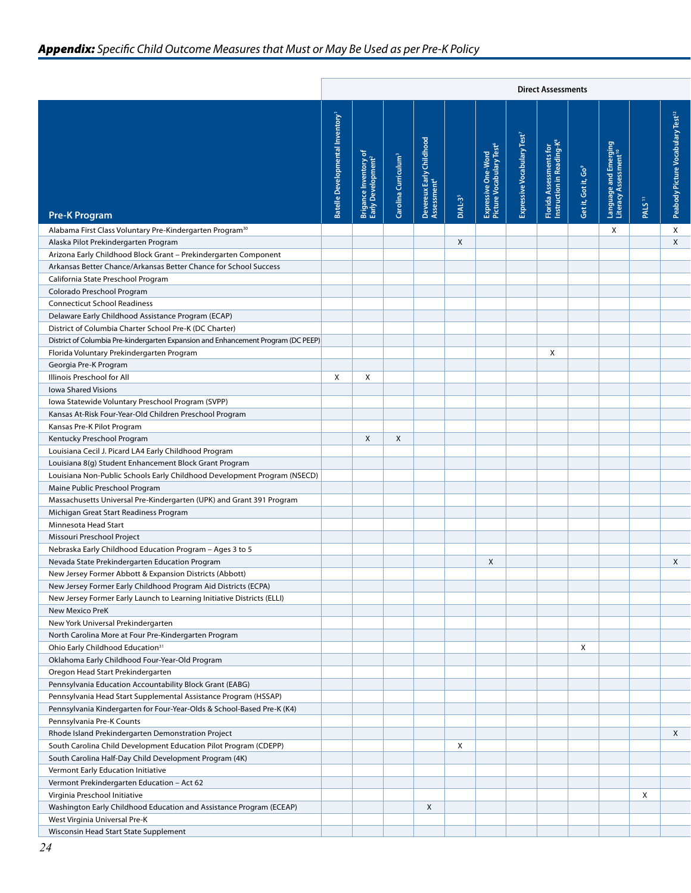## ***Appendix:*** *Specific Child Outcome Measures that Must or May Be Used as per Pre-K Policy*

| | Direct Assessments | | | | | | | | | | | |
|---|---|---|---|---|---|---|---|---|---|---|---|---|
| **Pre-K Program** | Batelle Developmental Inventory[1] | Brigance Inventory of Early Development[2] | Carolina Curriculum[3] | Devereux Early Childhood Assessment[4] | DIAL-3[5] | Expressive One-Word Picture Vocabulary Test[6] | Expressive Vocabulary Test[7] | Florida Assessments for Instruction in Reading-K[8] | Get it, Got it, Go[9] | Language and Emerging Literacy Assessment[10] | PALS[11] | Peabody Picture Vocabulary Test[12] |
| Alabama First Class Voluntary Pre-Kindergarten Program[30] | | | | | | | | | | X | | X |
| Alaska Pilot Prekindergarten Program | | | | | X | | | | | | | X |
| Arizona Early Childhood Block Grant – Prekindergarten Component | | | | | | | | | | | | |
| Arkansas Better Chance/Arkansas Better Chance for School Success | | | | | | | | | | | | |
| California State Preschool Program | | | | | | | | | | | | |
| Colorado Preschool Program | | | | | | | | | | | | |
| Connecticut School Readiness | | | | | | | | | | | | |
| Delaware Early Childhood Assistance Program (ECAP) | | | | | | | | | | | | |
| District of Columbia Charter School Pre-K (DC Charter) | | | | | | | | | | | | |
| District of Columbia Pre-kindergarten Expansion and Enhancement Program (DC PEEP) | | | | | | | | | | | | |
| Florida Voluntary Prekindergarten Program | | | | | | | | X | | | | |
| Georgia Pre-K Program | | | | | | | | | | | | |
| Illinois Preschool for All | X | X | | | | | | | | | | |
| Iowa Shared Visions | | | | | | | | | | | | |
| Iowa Statewide Voluntary Preschool Program (SVPP) | | | | | | | | | | | | |
| Kansas At-Risk Four-Year-Old Children Preschool Program | | | | | | | | | | | | |
| Kansas Pre-K Pilot Program | | | | | | | | | | | | |
| Kentucky Preschool Program | | X | X | | | | | | | | | |
| Louisiana Cecil J. Picard LA4 Early Childhood Program | | | | | | | | | | | | |
| Louisiana 8(g) Student Enhancement Block Grant Program | | | | | | | | | | | | |
| Louisiana Non-Public Schools Early Childhood Development Program (NSECD) | | | | | | | | | | | | |
| Maine Public Preschool Program | | | | | | | | | | | | |
| Massachusetts Universal Pre-Kindergarten (UPK) and Grant 391 Program | | | | | | | | | | | | |
| Michigan Great Start Readiness Program | | | | | | | | | | | | |
| Minnesota Head Start | | | | | | | | | | | | |
| Missouri Preschool Project | | | | | | | | | | | | |
| Nebraska Early Childhood Education Program – Ages 3 to 5 | | | | | | | | | | | | |
| Nevada State Prekindergarten Education Program | | | | | | X | | | | | | X |
| New Jersey Former Abbott & Expansion Districts (Abbott) | | | | | | | | | | | | |
| New Jersey Former Early Childhood Program Aid Districts (ECPA) | | | | | | | | | | | | |
| New Jersey Former Early Launch to Learning Initiative Districts (ELLI) | | | | | | | | | | | | |
| New Mexico PreK | | | | | | | | | | | | |
| New York Universal Prekindergarten | | | | | | | | | | | | |
| North Carolina More at Four Pre-Kindergarten Program | | | | | | | | | | | | |
| Ohio Early Childhood Education[31] | | | | | | | | | X | | | |
| Oklahoma Early Childhood Four-Year-Old Program | | | | | | | | | | | | |
| Oregon Head Start Prekindergarten | | | | | | | | | | | | |
| Pennsylvania Education Accountability Block Grant (EABG) | | | | | | | | | | | | |
| Pennsylvania Head Start Supplemental Assistance Program (HSSAP) | | | | | | | | | | | | |
| Pennsylvania Kindergarten for Four-Year-Olds & School-Based Pre-K (K4) | | | | | | | | | | | | |
| Pennsylvania Pre-K Counts | | | | | | | | | | | | |
| Rhode Island Prekindergarten Demonstration Project | | | | | | | | | | | | X |
| South Carolina Child Development Education Pilot Program (CDEPP) | | | | | X | | | | | | | |
| South Carolina Half-Day Child Development Program (4K) | | | | | | | | | | | | |
| Vermont Early Education Initiative | | | | | | | | | | | | |
| Vermont Prekindergarten Education – Act 62 | | | | | | | | | | | | |
| Virginia Preschool Initiative | | | | | | | | | | | X | |
| Washington Early Childhood Education and Assistance Program (ECEAP) | | | | X | | | | | | | | |
| West Virginia Universal Pre-K | | | | | | | | | | | | |
| Wisconsin Head Start State Supplement | | | | | | | | | | | | |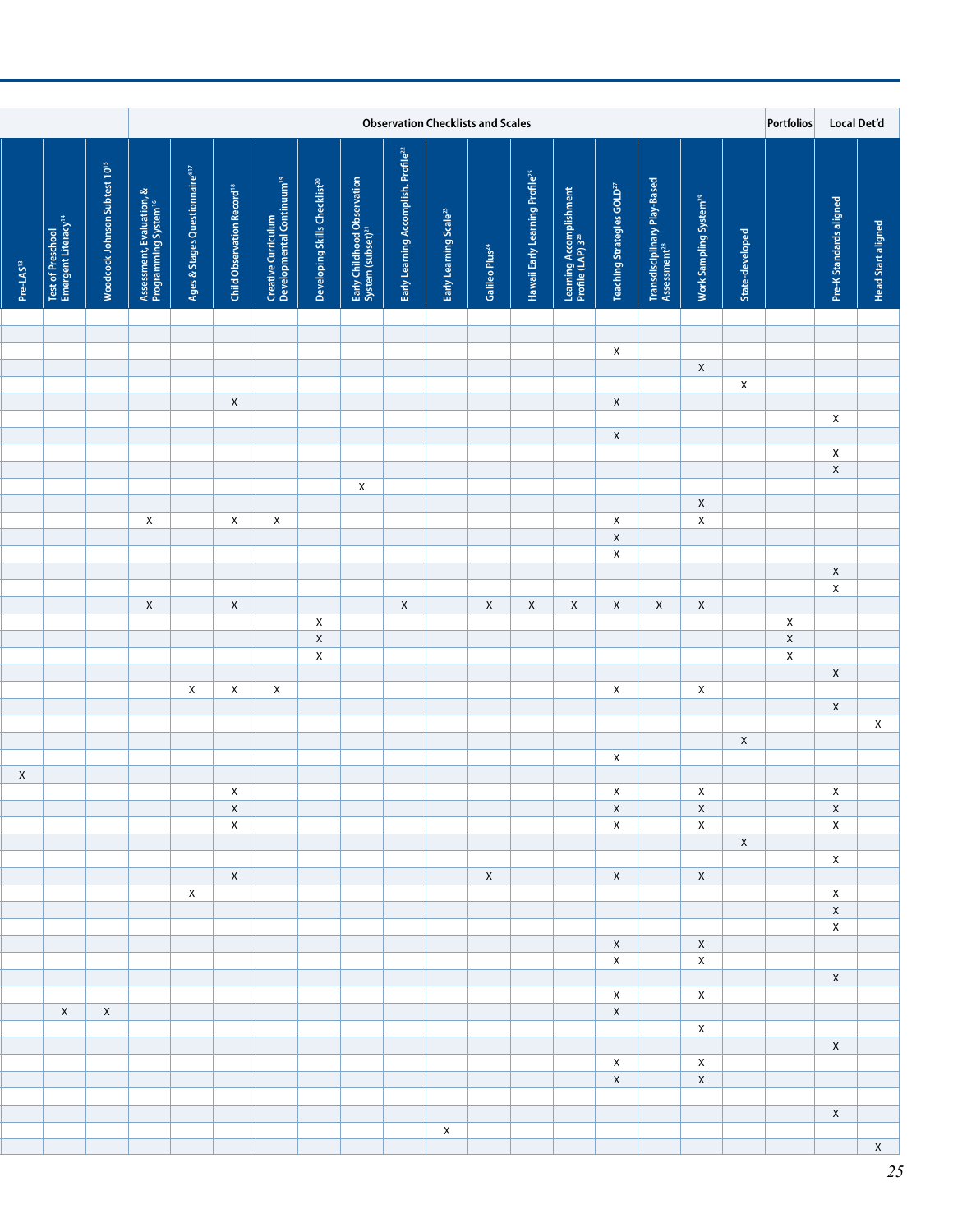| | | | Observation Checklists and Scales | | | | | | | | | | | | | | | Portfolios | Local Det'd | |
|---|---|---|---|---|---|---|---|---|---|---|---|---|---|---|---|---|---|---|---|---|
| Pre-LAS[13] | Test of Preschool Emergent Literacy[14] | Woodcock-Johnson Subtest 10[15] | Assessment, Evaluation, & Programming System[16] | Ages & Stages Questionnaire[17] | Child Observation Record[18] | Creative Curriculum Developmental Continuum[19] | Developing Skills Checklist[20] | Early Childhood Observation System (subset)[21] | Early Learning Accomplish. Profile[22] | Early Learning Scale[23] | Galileo Plus[24] | Hawaii Early Learning Profile[25] | Learning Accomplishment Profile (LAP) 3[26] | Teaching Strategies GOLD[27] | Transdisciplinary Play-Based Assessment[28] | Work Sampling System[29] | State-developed | | Pre-K Standards aligned | Head Start aligned |
| | | | | | | | | | | | | | | | | | | | | |
| | | | | | | | | | | | | | | | | | | | | |
| | | | | | | | | | | | | | | X | | | | | | |
| | | | | | | | | | | | | | | | | X | | | | |
| | | | | | | | | | | | | | | | | | X | | | |
| | | | | | X | | | | | | | | | X | | | | | | |
| | | | | | | | | | | | | | | | | | | | X | |
| | | | | | | | | | | | | | | X | | | | | | |
| | | | | | | | | | | | | | | | | | | | X | |
| | | | | | | | | | | | | | | | | | | | X | |
| | | | | | | | | X | | | | | | | | | | | | |
| | | | | | | | | | | | | | | | | X | | | | |
| | | | X | | X | X | | | | | | | | X | | X | | | | |
| | | | | | | | | | | | | | | X | | | | | | |
| | | | | | | | | | | | | | | X | | | | | | |
| | | | | | | | | | | | | | | | | | | | X | |
| | | | | | | | | | | | | | | | | | | | X | |
| | | | X | | X | | | | X | | X | X | X | X | X | X | | | | |
| | | | | | | | X | | | | | | | | | | | X | | |
| | | | | | | | X | | | | | | | | | | | X | | |
| | | | | | | | X | | | | | | | | | | | X | | |
| | | | | | | | | | | | | | | | | | | | X | |
| | | | | X | X | X | | | | | | | | X | | X | | | | |
| | | | | | | | | | | | | | | | | | | | X | |
| | | | | | | | | | | | | | | | | | | | | X |
| | | | | | | | | | | | | | | | | | X | | | |
| | | | | | | | | | | | | | | X | | | | | | |
| X | | | | | | | | | | | | | | | | | | | | |
| | | | | | X | | | | | | | | | X | | X | | | X | |
| | | | | | X | | | | | | | | | X | | X | | | X | |
| | | | | | X | | | | | | | | | X | | X | | | X | |
| | | | | | | | | | | | | | | | | | X | | | |
| | | | | | | | | | | | | | | | | | | | X | |
| | | | | | X | | | | | | X | | | X | | X | | | | |
| | | | | X | | | | | | | | | | | | | | | X | |
| | | | | | | | | | | | | | | | | | | | X | |
| | | | | | | | | | | | | | | | | | | | X | |
| | | | | | | | | | | | | | | X | | X | | | | |
| | | | | | | | | | | | | | | X | | X | | | | |
| | | | | | | | | | | | | | | | | | | | X | |
| | | | | | | | | | | | | | | X | | X | | | | |
| | X | X | | | | | | | | | | | | X | | | | | | |
| | | | | | | | | | | | | | | | | X | | | | |
| | | | | | | | | | | | | | | | | | | | X | |
| | | | | | | | | | | | | | | X | | X | | | | |
| | | | | | | | | | | | | | | X | | X | | | | |
| | | | | | | | | | | | | | | | | | | | | |
| | | | | | | | | | | | | | | | | | | | X | |
| | | | | | | | | | | X | | | | | | | | | | |
| | | | | | | | | | | | | | | | | | | | | X |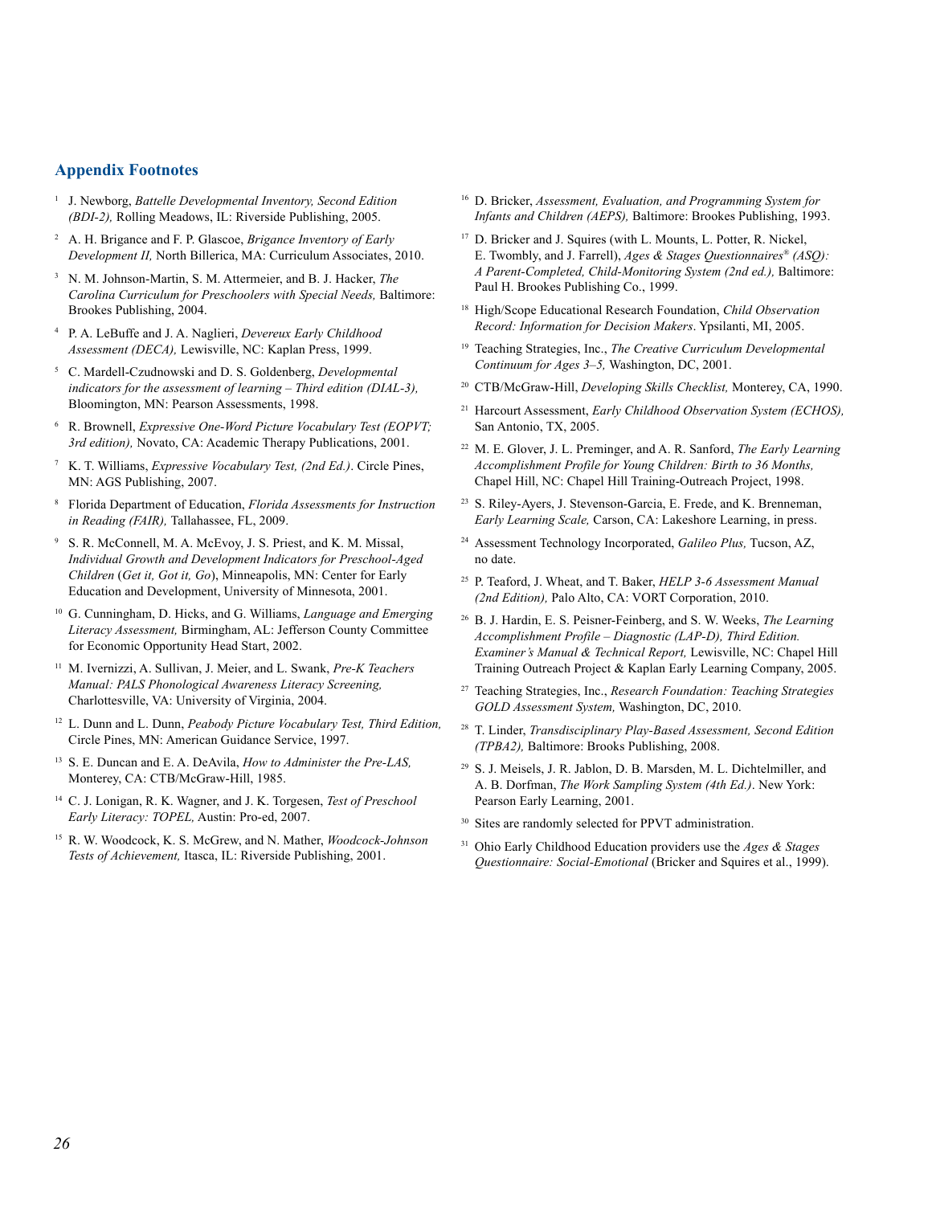## Appendix Footnotes

1. J. Newborg, *Battelle Developmental Inventory, Second Edition (BDI-2),* Rolling Meadows, IL: Riverside Publishing, 2005.
2. A. H. Brigance and F. P. Glascoe, *Brigance Inventory of Early Development II,* North Billerica, MA: Curriculum Associates, 2010.
3. N. M. Johnson-Martin, S. M. Attermeier, and B. J. Hacker, *The Carolina Curriculum for Preschoolers with Special Needs,* Baltimore: Brookes Publishing, 2004.
4. P. A. LeBuffe and J. A. Naglieri, *Devereux Early Childhood Assessment (DECA),* Lewisville, NC: Kaplan Press, 1999.
5. C. Mardell-Czudnowski and D. S. Goldenberg, *Developmental indicators for the assessment of learning – Third edition (DIAL-3),* Bloomington, MN: Pearson Assessments, 1998.
6. R. Brownell, *Expressive One-Word Picture Vocabulary Test (EOPVT; 3rd edition),* Novato, CA: Academic Therapy Publications, 2001.
7. K. T. Williams, *Expressive Vocabulary Test, (2nd Ed.)*. Circle Pines, MN: AGS Publishing, 2007.
8. Florida Department of Education, *Florida Assessments for Instruction in Reading (FAIR),* Tallahassee, FL, 2009.
9. S. R. McConnell, M. A. McEvoy, J. S. Priest, and K. M. Missal, *Individual Growth and Development Indicators for Preschool-Aged Children* (*Get it, Got it, Go*), Minneapolis, MN: Center for Early Education and Development, University of Minnesota, 2001.
10. G. Cunningham, D. Hicks, and G. Williams, *Language and Emerging Literacy Assessment,* Birmingham, AL: Jefferson County Committee for Economic Opportunity Head Start, 2002.
11. M. Ivernizzi, A. Sullivan, J. Meier, and L. Swank, *Pre-K Teachers Manual: PALS Phonological Awareness Literacy Screening,* Charlottesville, VA: University of Virginia, 2004.
12. L. Dunn and L. Dunn, *Peabody Picture Vocabulary Test, Third Edition,* Circle Pines, MN: American Guidance Service, 1997.
13. S. E. Duncan and E. A. DeAvila, *How to Administer the Pre-LAS,* Monterey, CA: CTB/McGraw-Hill, 1985.
14. C. J. Lonigan, R. K. Wagner, and J. K. Torgesen, *Test of Preschool Early Literacy: TOPEL,* Austin: Pro-ed, 2007.
15. R. W. Woodcock, K. S. McGrew, and N. Mather, *Woodcock-Johnson Tests of Achievement,* Itasca, IL: Riverside Publishing, 2001.
16. D. Bricker, *Assessment, Evaluation, and Programming System for Infants and Children (AEPS),* Baltimore: Brookes Publishing, 1993.
17. D. Bricker and J. Squires (with L. Mounts, L. Potter, R. Nickel, E. Twombly, and J. Farrell), *Ages & Stages Questionnaires® (ASQ): A Parent-Completed, Child-Monitoring System (2nd ed.),* Baltimore: Paul H. Brookes Publishing Co., 1999.
18. High/Scope Educational Research Foundation, *Child Observation Record: Information for Decision Makers*. Ypsilanti, MI, 2005.
19. Teaching Strategies, Inc., *The Creative Curriculum Developmental Continuum for Ages 3–5,* Washington, DC, 2001.
20. CTB/McGraw-Hill, *Developing Skills Checklist,* Monterey, CA, 1990.
21. Harcourt Assessment, *Early Childhood Observation System (ECHOS),* San Antonio, TX, 2005.
22. M. E. Glover, J. L. Preminger, and A. R. Sanford, *The Early Learning Accomplishment Profile for Young Children: Birth to 36 Months,* Chapel Hill, NC: Chapel Hill Training-Outreach Project, 1998.
23. S. Riley-Ayers, J. Stevenson-Garcia, E. Frede, and K. Brenneman, *Early Learning Scale,* Carson, CA: Lakeshore Learning, in press.
24. Assessment Technology Incorporated, *Galileo Plus,* Tucson, AZ, no date.
25. P. Teaford, J. Wheat, and T. Baker, *HELP 3-6 Assessment Manual (2nd Edition),* Palo Alto, CA: VORT Corporation, 2010.
26. B. J. Hardin, E. S. Peisner-Feinberg, and S. W. Weeks, *The Learning Accomplishment Profile – Diagnostic (LAP-D), Third Edition. Examiner's Manual & Technical Report,* Lewisville, NC: Chapel Hill Training Outreach Project & Kaplan Early Learning Company, 2005.
27. Teaching Strategies, Inc., *Research Foundation: Teaching Strategies GOLD Assessment System,* Washington, DC, 2010.
28. T. Linder, *Transdisciplinary Play-Based Assessment, Second Edition (TPBA2),* Baltimore: Brooks Publishing, 2008.
29. S. J. Meisels, J. R. Jablon, D. B. Marsden, M. L. Dichtelmiller, and A. B. Dorfman, *The Work Sampling System (4th Ed.)*. New York: Pearson Early Learning, 2001.
30. Sites are randomly selected for PPVT administration.
31. Ohio Early Childhood Education providers use the *Ages & Stages Questionnaire: Social-Emotional* (Bricker and Squires et al., 1999).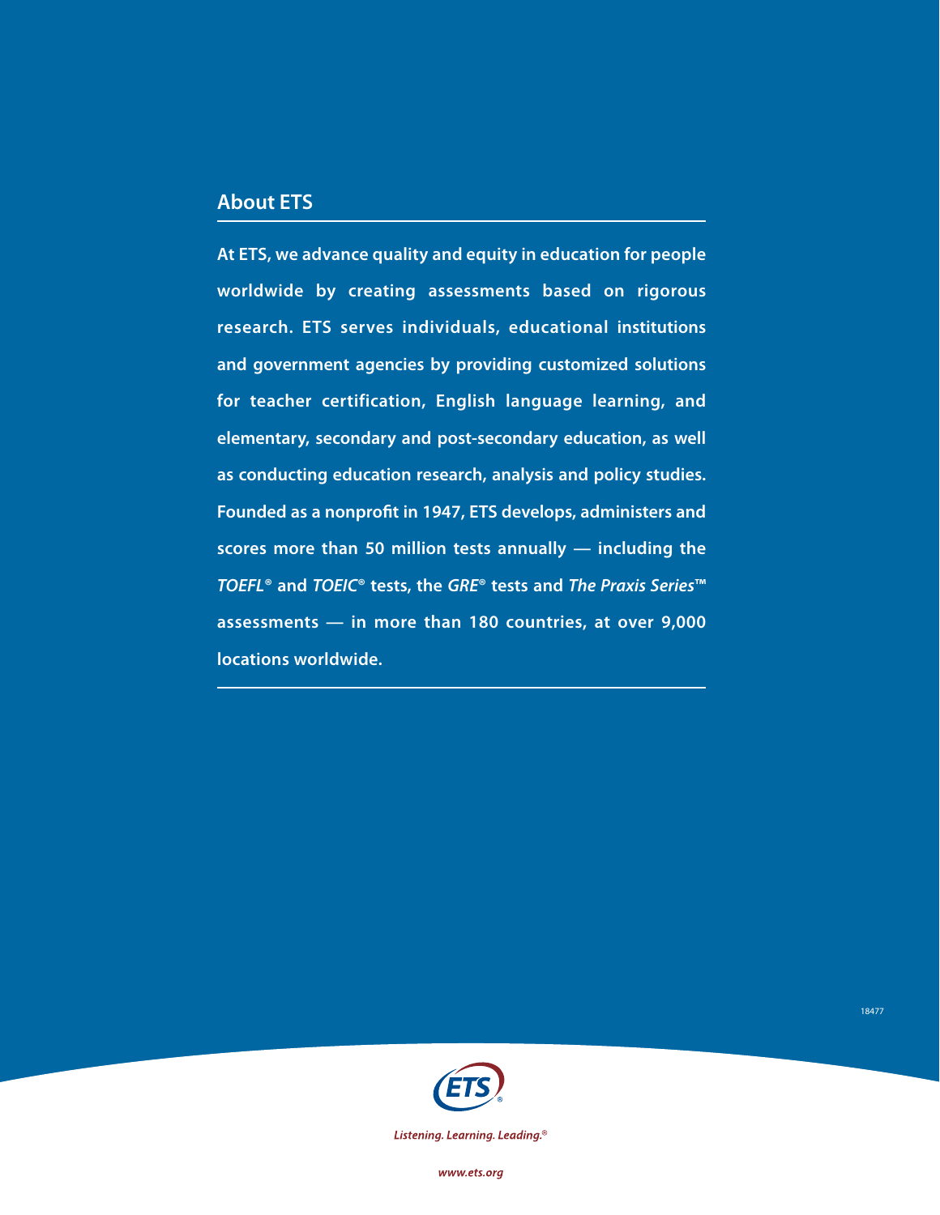## About ETS

**At ETS, we advance quality and equity in education for people worldwide by creating assessments based on rigorous research. ETS serves individuals, educational institutions and government agencies by providing customized solutions for teacher certification, English language learning, and elementary, secondary and post-secondary education, as well as conducting education research, analysis and policy studies. Founded as a nonprofit in 1947, ETS develops, administers and scores more than 50 million tests annually — including the *TOEFL*® and *TOEIC*® tests, the *GRE*® tests and *The Praxis Series*™ assessments — in more than 180 countries, at over 9,000 locations worldwide.**

18477

*Listening. Learning. Leading.*®

*www.ets.org*